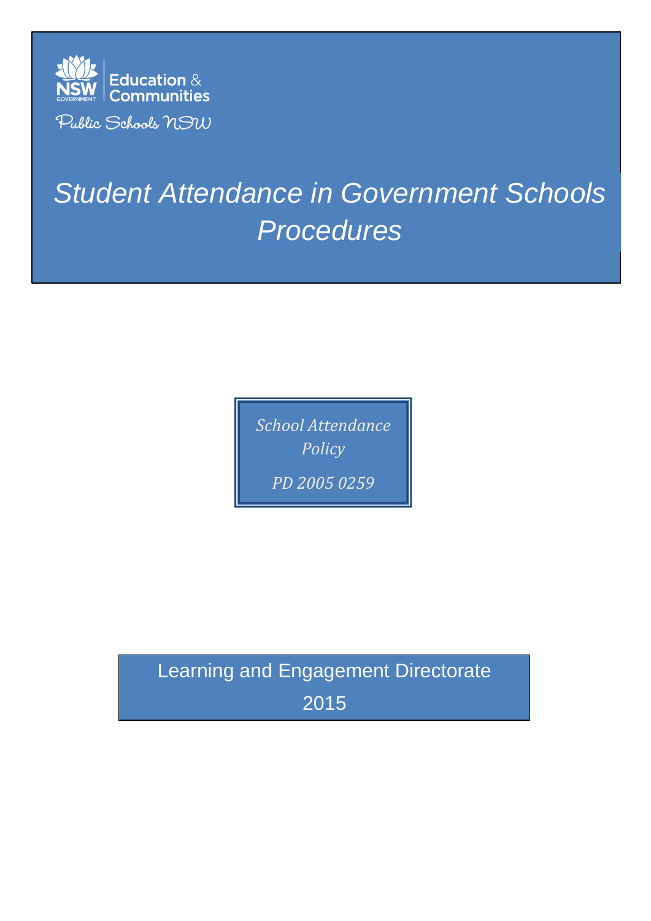NSW GOVERNMENT | Education & Communities

Public Schools NSW

# *Student Attendance in Government Schools Procedures*

*School Attendance Policy*

*PD 2005 0259*

Learning and Engagement Directorate

2015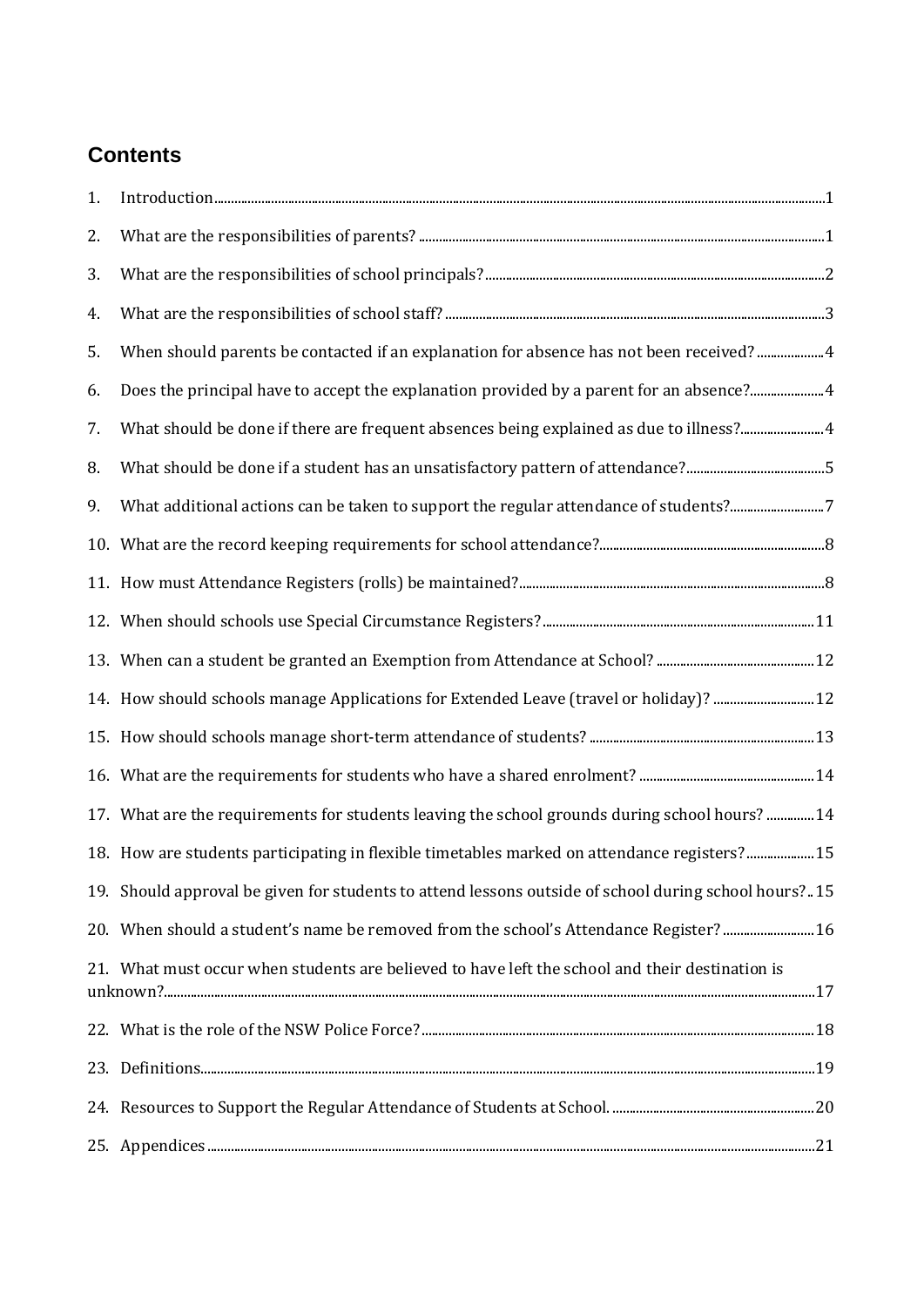## Contents

1. Introduction ... 1
2. What are the responsibilities of parents? ... 1
3. What are the responsibilities of school principals? ... 2
4. What are the responsibilities of school staff? ... 3
5. When should parents be contacted if an explanation for absence has not been received? ... 4
6. Does the principal have to accept the explanation provided by a parent for an absence? ... 4
7. What should be done if there are frequent absences being explained as due to illness? ... 4
8. What should be done if a student has an unsatisfactory pattern of attendance? ... 5
9. What additional actions can be taken to support the regular attendance of students? ... 7
10. What are the record keeping requirements for school attendance? ... 8
11. How must Attendance Registers (rolls) be maintained? ... 8
12. When should schools use Special Circumstance Registers? ... 11
13. When can a student be granted an Exemption from Attendance at School? ... 12
14. How should schools manage Applications for Extended Leave (travel or holiday)? ... 12
15. How should schools manage short-term attendance of students? ... 13
16. What are the requirements for students who have a shared enrolment? ... 14
17. What are the requirements for students leaving the school grounds during school hours? ... 14
18. How are students participating in flexible timetables marked on attendance registers? ... 15
19. Should approval be given for students to attend lessons outside of school during school hours? .. 15
20. When should a student's name be removed from the school's Attendance Register? ... 16
21. What must occur when students are believed to have left the school and their destination is unknown? ... 17
22. What is the role of the NSW Police Force? ... 18
23. Definitions ... 19
24. Resources to Support the Regular Attendance of Students at School. ... 20
25. Appendices ... 21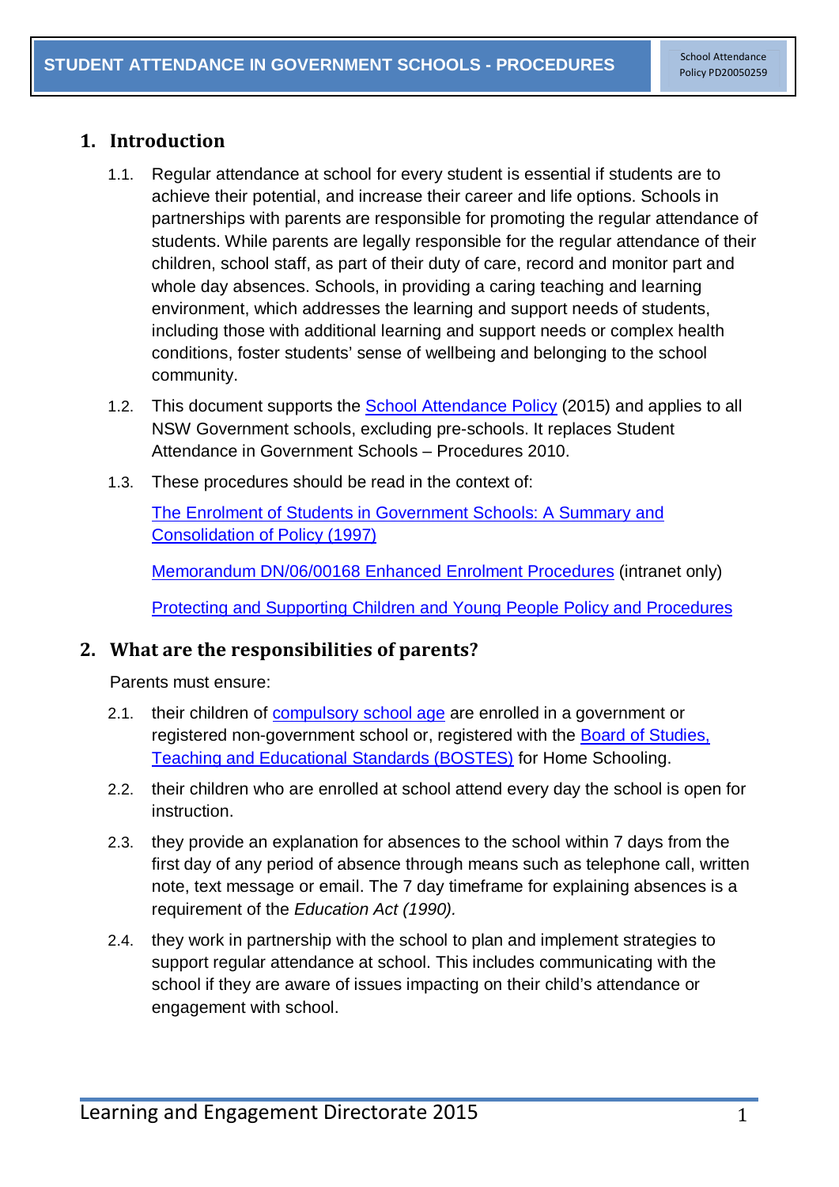## 1. Introduction

1.1. Regular attendance at school for every student is essential if students are to achieve their potential, and increase their career and life options. Schools in partnerships with parents are responsible for promoting the regular attendance of students. While parents are legally responsible for the regular attendance of their children, school staff, as part of their duty of care, record and monitor part and whole day absences. Schools, in providing a caring teaching and learning environment, which addresses the learning and support needs of students, including those with additional learning and support needs or complex health conditions, foster students' sense of wellbeing and belonging to the school community.

1.2. This document supports the School Attendance Policy (2015) and applies to all NSW Government schools, excluding pre-schools. It replaces Student Attendance in Government Schools – Procedures 2010.

1.3. These procedures should be read in the context of:

The Enrolment of Students in Government Schools: A Summary and Consolidation of Policy (1997)

Memorandum DN/06/00168 Enhanced Enrolment Procedures (intranet only)

Protecting and Supporting Children and Young People Policy and Procedures

## 2. What are the responsibilities of parents?

Parents must ensure:

2.1. their children of compulsory school age are enrolled in a government or registered non-government school or, registered with the Board of Studies, Teaching and Educational Standards (BOSTES) for Home Schooling.

2.2. their children who are enrolled at school attend every day the school is open for instruction.

2.3. they provide an explanation for absences to the school within 7 days from the first day of any period of absence through means such as telephone call, written note, text message or email. The 7 day timeframe for explaining absences is a requirement of the *Education Act (1990).*

2.4. they work in partnership with the school to plan and implement strategies to support regular attendance at school. This includes communicating with the school if they are aware of issues impacting on their child's attendance or engagement with school.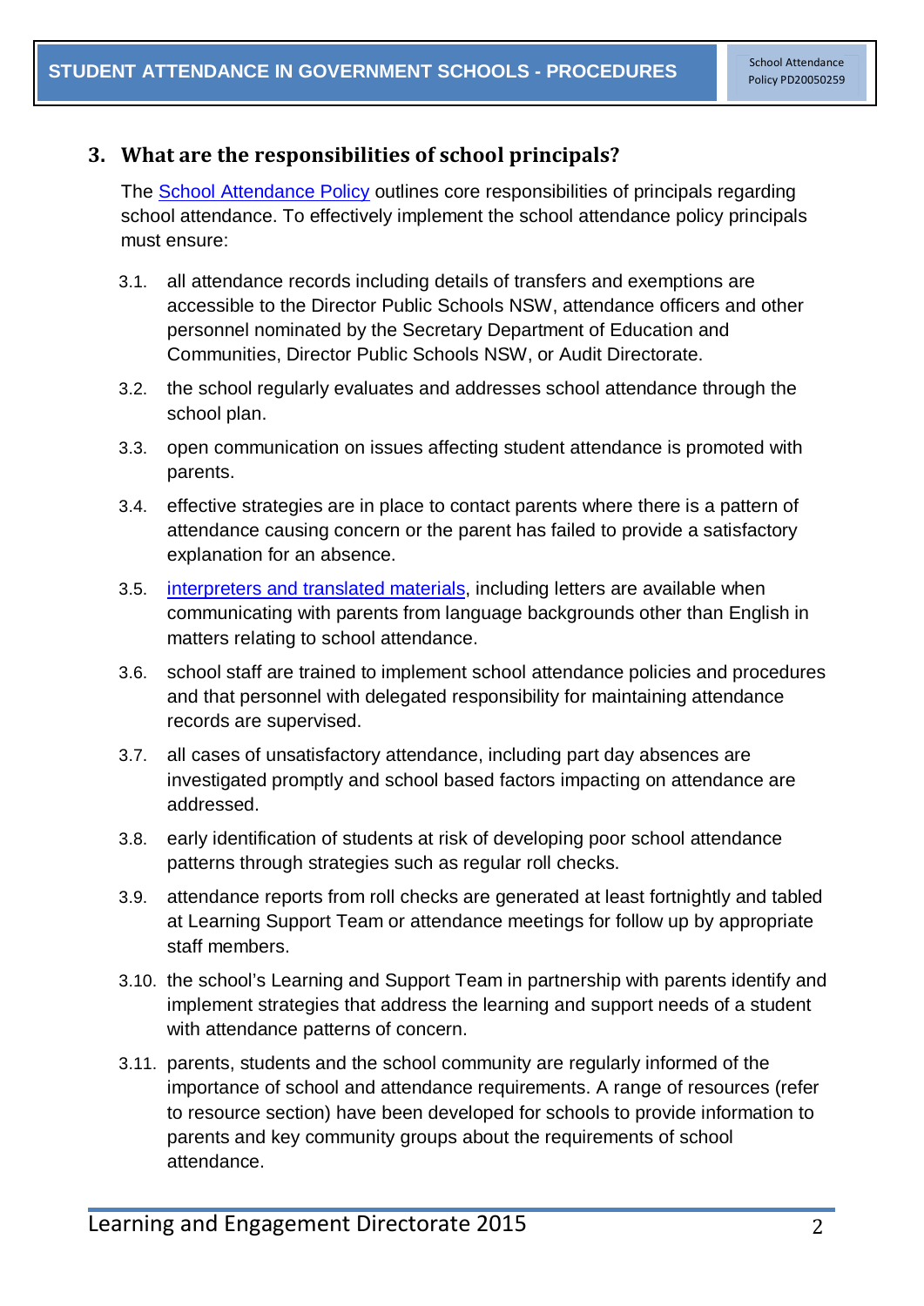## 3. What are the responsibilities of school principals?

The School Attendance Policy outlines core responsibilities of principals regarding school attendance. To effectively implement the school attendance policy principals must ensure:

3.1. all attendance records including details of transfers and exemptions are accessible to the Director Public Schools NSW, attendance officers and other personnel nominated by the Secretary Department of Education and Communities, Director Public Schools NSW, or Audit Directorate.

3.2. the school regularly evaluates and addresses school attendance through the school plan.

3.3. open communication on issues affecting student attendance is promoted with parents.

3.4. effective strategies are in place to contact parents where there is a pattern of attendance causing concern or the parent has failed to provide a satisfactory explanation for an absence.

3.5. interpreters and translated materials, including letters are available when communicating with parents from language backgrounds other than English in matters relating to school attendance.

3.6. school staff are trained to implement school attendance policies and procedures and that personnel with delegated responsibility for maintaining attendance records are supervised.

3.7. all cases of unsatisfactory attendance, including part day absences are investigated promptly and school based factors impacting on attendance are addressed.

3.8. early identification of students at risk of developing poor school attendance patterns through strategies such as regular roll checks.

3.9. attendance reports from roll checks are generated at least fortnightly and tabled at Learning Support Team or attendance meetings for follow up by appropriate staff members.

3.10. the school's Learning and Support Team in partnership with parents identify and implement strategies that address the learning and support needs of a student with attendance patterns of concern.

3.11. parents, students and the school community are regularly informed of the importance of school and attendance requirements. A range of resources (refer to resource section) have been developed for schools to provide information to parents and key community groups about the requirements of school attendance.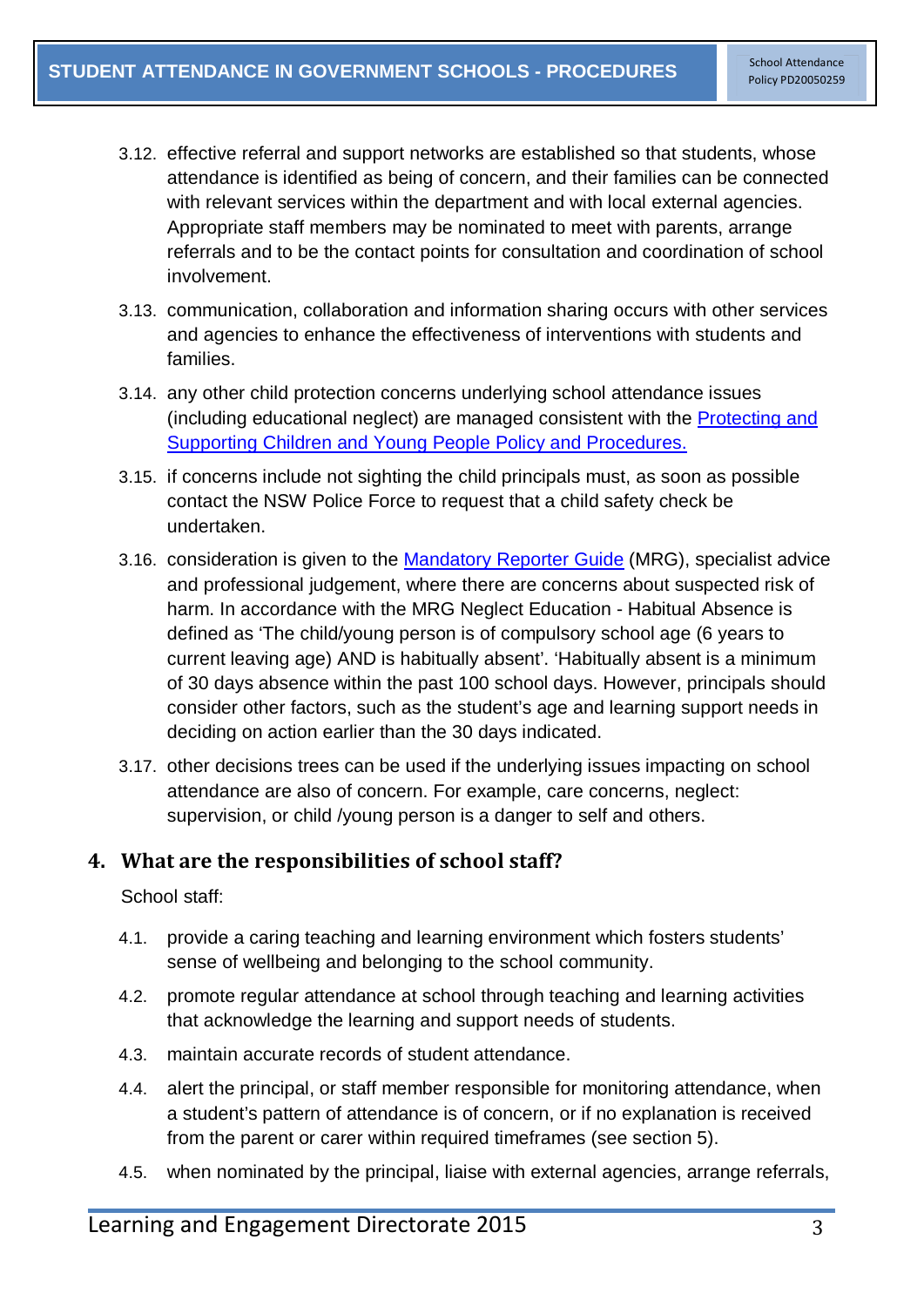3.12. effective referral and support networks are established so that students, whose attendance is identified as being of concern, and their families can be connected with relevant services within the department and with local external agencies. Appropriate staff members may be nominated to meet with parents, arrange referrals and to be the contact points for consultation and coordination of school involvement.

3.13. communication, collaboration and information sharing occurs with other services and agencies to enhance the effectiveness of interventions with students and families.

3.14. any other child protection concerns underlying school attendance issues (including educational neglect) are managed consistent with the Protecting and Supporting Children and Young People Policy and Procedures.

3.15. if concerns include not sighting the child principals must, as soon as possible contact the NSW Police Force to request that a child safety check be undertaken.

3.16. consideration is given to the Mandatory Reporter Guide (MRG), specialist advice and professional judgement, where there are concerns about suspected risk of harm. In accordance with the MRG Neglect Education - Habitual Absence is defined as 'The child/young person is of compulsory school age (6 years to current leaving age) AND is habitually absent'. 'Habitually absent is a minimum of 30 days absence within the past 100 school days. However, principals should consider other factors, such as the student's age and learning support needs in deciding on action earlier than the 30 days indicated.

3.17. other decisions trees can be used if the underlying issues impacting on school attendance are also of concern. For example, care concerns, neglect: supervision, or child /young person is a danger to self and others.

## 4. What are the responsibilities of school staff?

School staff:

4.1. provide a caring teaching and learning environment which fosters students' sense of wellbeing and belonging to the school community.

4.2. promote regular attendance at school through teaching and learning activities that acknowledge the learning and support needs of students.

4.3. maintain accurate records of student attendance.

4.4. alert the principal, or staff member responsible for monitoring attendance, when a student's pattern of attendance is of concern, or if no explanation is received from the parent or carer within required timeframes (see section 5).

4.5. when nominated by the principal, liaise with external agencies, arrange referrals,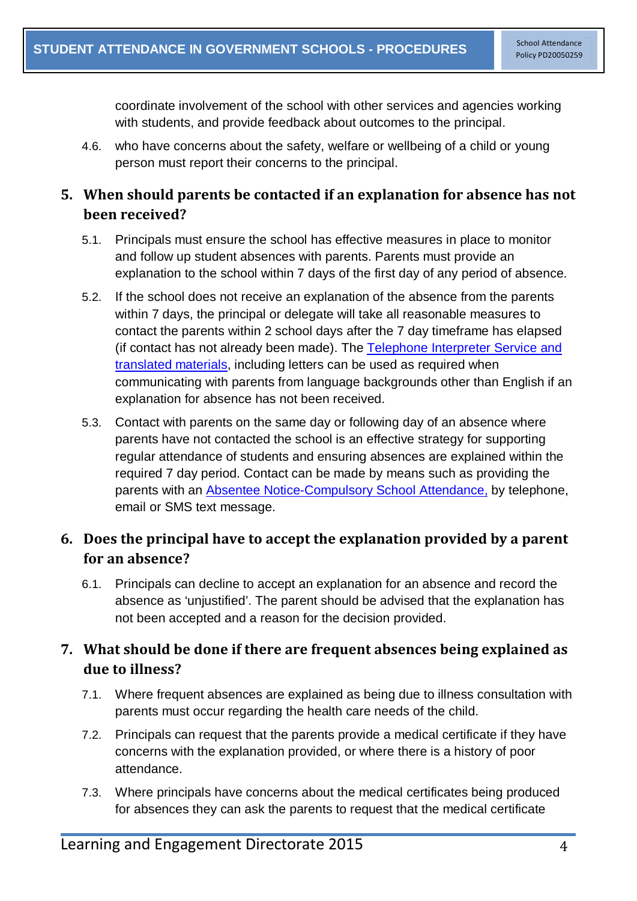coordinate involvement of the school with other services and agencies working with students, and provide feedback about outcomes to the principal.

4.6. who have concerns about the safety, welfare or wellbeing of a child or young person must report their concerns to the principal.

## 5. When should parents be contacted if an explanation for absence has not been received?

5.1. Principals must ensure the school has effective measures in place to monitor and follow up student absences with parents. Parents must provide an explanation to the school within 7 days of the first day of any period of absence.

5.2. If the school does not receive an explanation of the absence from the parents within 7 days, the principal or delegate will take all reasonable measures to contact the parents within 2 school days after the 7 day timeframe has elapsed (if contact has not already been made). The Telephone Interpreter Service and translated materials, including letters can be used as required when communicating with parents from language backgrounds other than English if an explanation for absence has not been received.

5.3. Contact with parents on the same day or following day of an absence where parents have not contacted the school is an effective strategy for supporting regular attendance of students and ensuring absences are explained within the required 7 day period. Contact can be made by means such as providing the parents with an Absentee Notice-Compulsory School Attendance, by telephone, email or SMS text message.

## 6. Does the principal have to accept the explanation provided by a parent for an absence?

6.1. Principals can decline to accept an explanation for an absence and record the absence as 'unjustified'. The parent should be advised that the explanation has not been accepted and a reason for the decision provided.

## 7. What should be done if there are frequent absences being explained as due to illness?

7.1. Where frequent absences are explained as being due to illness consultation with parents must occur regarding the health care needs of the child.

7.2. Principals can request that the parents provide a medical certificate if they have concerns with the explanation provided, or where there is a history of poor attendance.

7.3. Where principals have concerns about the medical certificates being produced for absences they can ask the parents to request that the medical certificate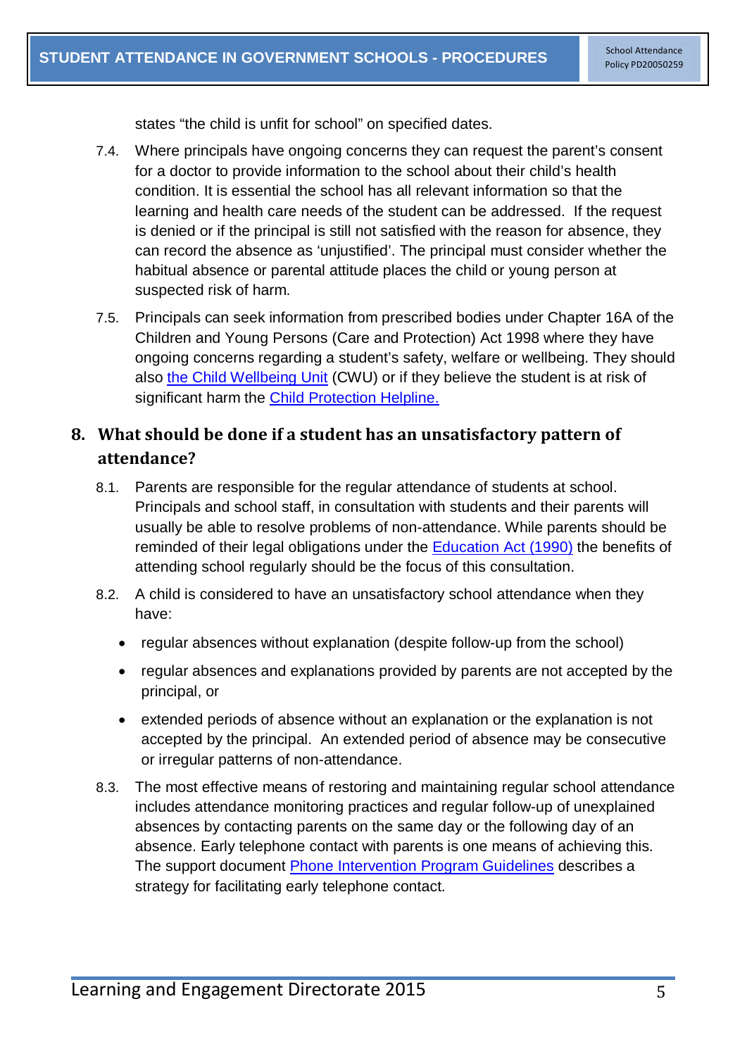states "the child is unfit for school" on specified dates.

7.4. Where principals have ongoing concerns they can request the parent's consent for a doctor to provide information to the school about their child's health condition. It is essential the school has all relevant information so that the learning and health care needs of the student can be addressed. If the request is denied or if the principal is still not satisfied with the reason for absence, they can record the absence as 'unjustified'. The principal must consider whether the habitual absence or parental attitude places the child or young person at suspected risk of harm.

7.5. Principals can seek information from prescribed bodies under Chapter 16A of the Children and Young Persons (Care and Protection) Act 1998 where they have ongoing concerns regarding a student's safety, welfare or wellbeing. They should also the Child Wellbeing Unit (CWU) or if they believe the student is at risk of significant harm the Child Protection Helpline.

## 8. What should be done if a student has an unsatisfactory pattern of attendance?

8.1. Parents are responsible for the regular attendance of students at school. Principals and school staff, in consultation with students and their parents will usually be able to resolve problems of non-attendance. While parents should be reminded of their legal obligations under the Education Act (1990) the benefits of attending school regularly should be the focus of this consultation.

8.2. A child is considered to have an unsatisfactory school attendance when they have:

- regular absences without explanation (despite follow-up from the school)
- regular absences and explanations provided by parents are not accepted by the principal, or
- extended periods of absence without an explanation or the explanation is not accepted by the principal. An extended period of absence may be consecutive or irregular patterns of non-attendance.

8.3. The most effective means of restoring and maintaining regular school attendance includes attendance monitoring practices and regular follow-up of unexplained absences by contacting parents on the same day or the following day of an absence. Early telephone contact with parents is one means of achieving this. The support document Phone Intervention Program Guidelines describes a strategy for facilitating early telephone contact.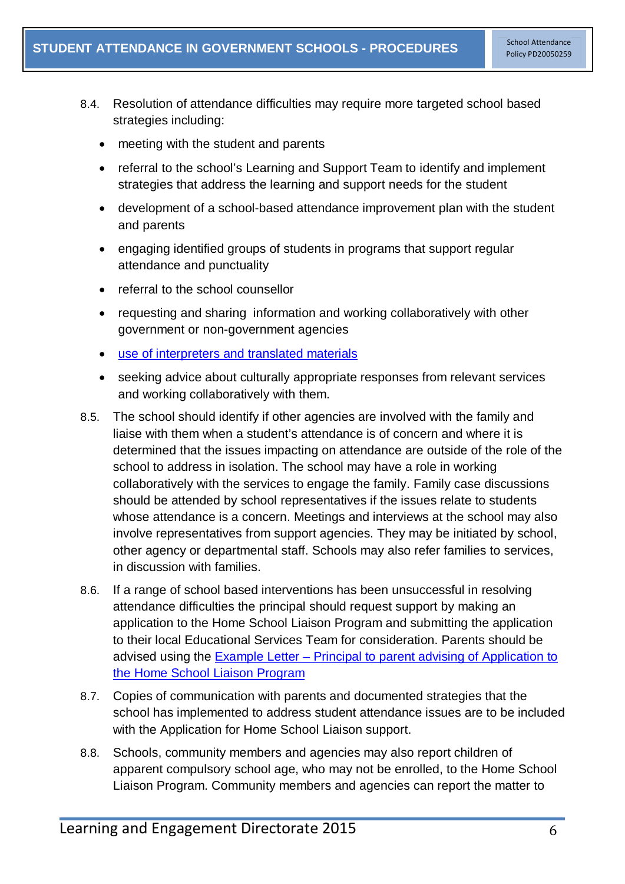8.4. Resolution of attendance difficulties may require more targeted school based strategies including:

- meeting with the student and parents
- referral to the school's Learning and Support Team to identify and implement strategies that address the learning and support needs for the student
- development of a school-based attendance improvement plan with the student and parents
- engaging identified groups of students in programs that support regular attendance and punctuality
- referral to the school counsellor
- requesting and sharing information and working collaboratively with other government or non-government agencies
- use of interpreters and translated materials
- seeking advice about culturally appropriate responses from relevant services and working collaboratively with them.

8.5. The school should identify if other agencies are involved with the family and liaise with them when a student's attendance is of concern and where it is determined that the issues impacting on attendance are outside of the role of the school to address in isolation. The school may have a role in working collaboratively with the services to engage the family. Family case discussions should be attended by school representatives if the issues relate to students whose attendance is a concern. Meetings and interviews at the school may also involve representatives from support agencies. They may be initiated by school, other agency or departmental staff. Schools may also refer families to services, in discussion with families.

8.6. If a range of school based interventions has been unsuccessful in resolving attendance difficulties the principal should request support by making an application to the Home School Liaison Program and submitting the application to their local Educational Services Team for consideration. Parents should be advised using the Example Letter – Principal to parent advising of Application to the Home School Liaison Program

8.7. Copies of communication with parents and documented strategies that the school has implemented to address student attendance issues are to be included with the Application for Home School Liaison support.

8.8. Schools, community members and agencies may also report children of apparent compulsory school age, who may not be enrolled, to the Home School Liaison Program. Community members and agencies can report the matter to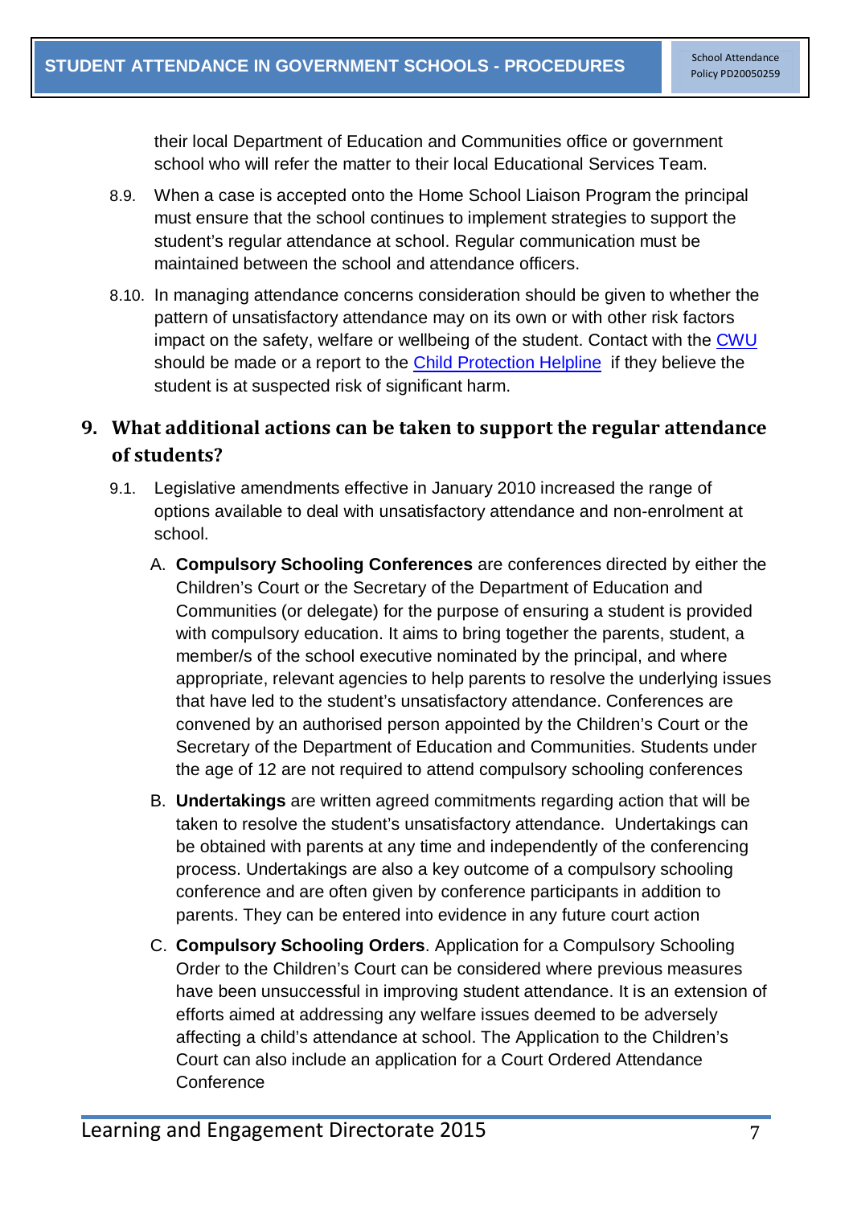their local Department of Education and Communities office or government school who will refer the matter to their local Educational Services Team.

8.9. When a case is accepted onto the Home School Liaison Program the principal must ensure that the school continues to implement strategies to support the student's regular attendance at school. Regular communication must be maintained between the school and attendance officers.

8.10. In managing attendance concerns consideration should be given to whether the pattern of unsatisfactory attendance may on its own or with other risk factors impact on the safety, welfare or wellbeing of the student. Contact with the CWU should be made or a report to the Child Protection Helpline if they believe the student is at suspected risk of significant harm.

## 9. What additional actions can be taken to support the regular attendance of students?

9.1. Legislative amendments effective in January 2010 increased the range of options available to deal with unsatisfactory attendance and non-enrolment at school.

A. **Compulsory Schooling Conferences** are conferences directed by either the Children's Court or the Secretary of the Department of Education and Communities (or delegate) for the purpose of ensuring a student is provided with compulsory education. It aims to bring together the parents, student, a member/s of the school executive nominated by the principal, and where appropriate, relevant agencies to help parents to resolve the underlying issues that have led to the student's unsatisfactory attendance. Conferences are convened by an authorised person appointed by the Children's Court or the Secretary of the Department of Education and Communities. Students under the age of 12 are not required to attend compulsory schooling conferences

B. **Undertakings** are written agreed commitments regarding action that will be taken to resolve the student's unsatisfactory attendance. Undertakings can be obtained with parents at any time and independently of the conferencing process. Undertakings are also a key outcome of a compulsory schooling conference and are often given by conference participants in addition to parents. They can be entered into evidence in any future court action

C. **Compulsory Schooling Orders**. Application for a Compulsory Schooling Order to the Children's Court can be considered where previous measures have been unsuccessful in improving student attendance. It is an extension of efforts aimed at addressing any welfare issues deemed to be adversely affecting a child's attendance at school. The Application to the Children's Court can also include an application for a Court Ordered Attendance Conference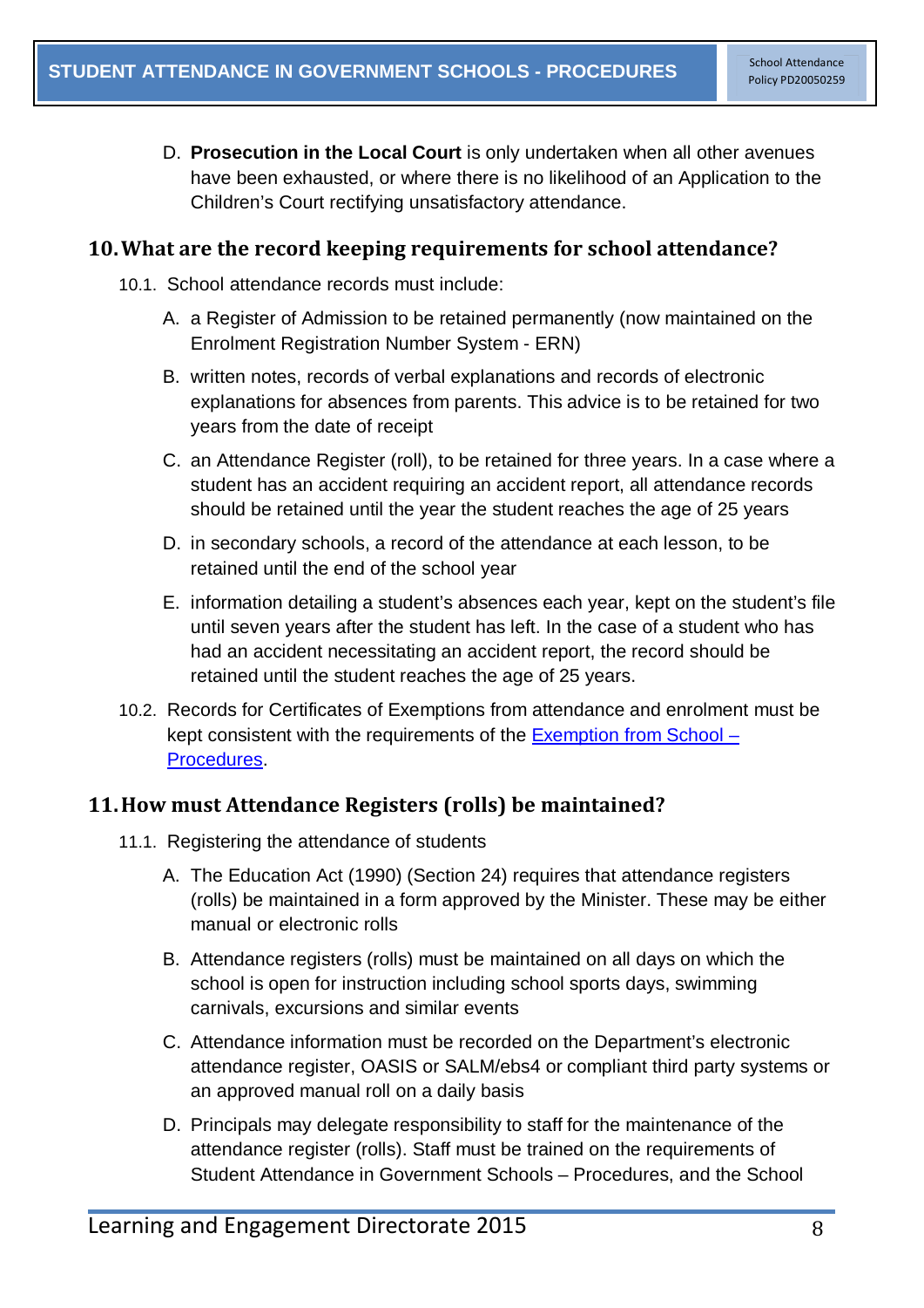D. **Prosecution in the Local Court** is only undertaken when all other avenues have been exhausted, or where there is no likelihood of an Application to the Children's Court rectifying unsatisfactory attendance.

## 10. What are the record keeping requirements for school attendance?

10.1. School attendance records must include:

A. a Register of Admission to be retained permanently (now maintained on the Enrolment Registration Number System - ERN)

B. written notes, records of verbal explanations and records of electronic explanations for absences from parents. This advice is to be retained for two years from the date of receipt

C. an Attendance Register (roll), to be retained for three years. In a case where a student has an accident requiring an accident report, all attendance records should be retained until the year the student reaches the age of 25 years

D. in secondary schools, a record of the attendance at each lesson, to be retained until the end of the school year

E. information detailing a student's absences each year, kept on the student's file until seven years after the student has left. In the case of a student who has had an accident necessitating an accident report, the record should be retained until the student reaches the age of 25 years.

10.2. Records for Certificates of Exemptions from attendance and enrolment must be kept consistent with the requirements of the [Exemption from School – Procedures].

## 11. How must Attendance Registers (rolls) be maintained?

11.1. Registering the attendance of students

A. The Education Act (1990) (Section 24) requires that attendance registers (rolls) be maintained in a form approved by the Minister. These may be either manual or electronic rolls

B. Attendance registers (rolls) must be maintained on all days on which the school is open for instruction including school sports days, swimming carnivals, excursions and similar events

C. Attendance information must be recorded on the Department's electronic attendance register, OASIS or SALM/ebs4 or compliant third party systems or an approved manual roll on a daily basis

D. Principals may delegate responsibility to staff for the maintenance of the attendance register (rolls). Staff must be trained on the requirements of Student Attendance in Government Schools – Procedures, and the School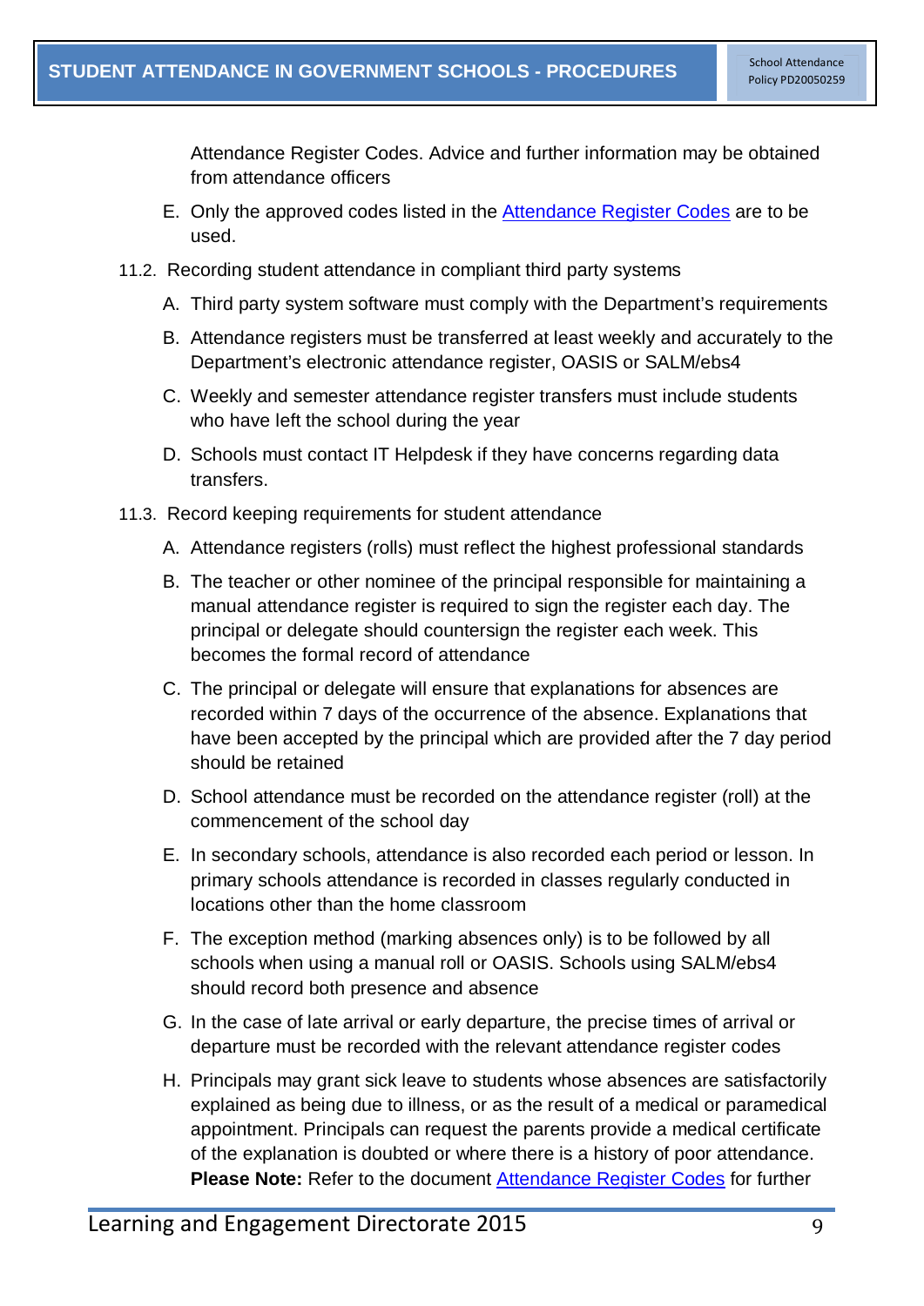Attendance Register Codes. Advice and further information may be obtained from attendance officers

E. Only the approved codes listed in the Attendance Register Codes are to be used.

11.2. Recording student attendance in compliant third party systems

A. Third party system software must comply with the Department's requirements

B. Attendance registers must be transferred at least weekly and accurately to the Department's electronic attendance register, OASIS or SALM/ebs4

C. Weekly and semester attendance register transfers must include students who have left the school during the year

D. Schools must contact IT Helpdesk if they have concerns regarding data transfers.

11.3. Record keeping requirements for student attendance

A. Attendance registers (rolls) must reflect the highest professional standards

B. The teacher or other nominee of the principal responsible for maintaining a manual attendance register is required to sign the register each day. The principal or delegate should countersign the register each week. This becomes the formal record of attendance

C. The principal or delegate will ensure that explanations for absences are recorded within 7 days of the occurrence of the absence. Explanations that have been accepted by the principal which are provided after the 7 day period should be retained

D. School attendance must be recorded on the attendance register (roll) at the commencement of the school day

E. In secondary schools, attendance is also recorded each period or lesson. In primary schools attendance is recorded in classes regularly conducted in locations other than the home classroom

F. The exception method (marking absences only) is to be followed by all schools when using a manual roll or OASIS. Schools using SALM/ebs4 should record both presence and absence

G. In the case of late arrival or early departure, the precise times of arrival or departure must be recorded with the relevant attendance register codes

H. Principals may grant sick leave to students whose absences are satisfactorily explained as being due to illness, or as the result of a medical or paramedical appointment. Principals can request the parents provide a medical certificate of the explanation is doubted or where there is a history of poor attendance. **Please Note:** Refer to the document Attendance Register Codes for further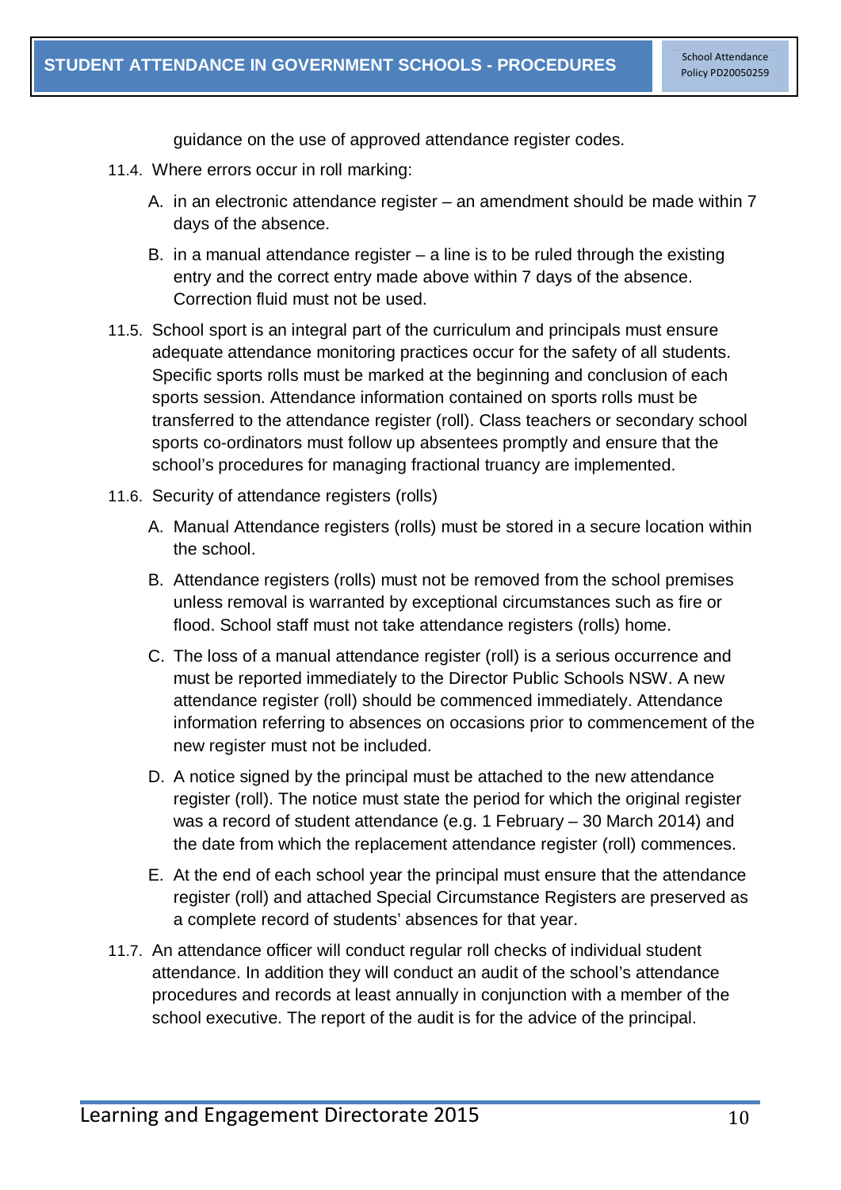guidance on the use of approved attendance register codes.

11.4. Where errors occur in roll marking:

A. in an electronic attendance register – an amendment should be made within 7 days of the absence.

B. in a manual attendance register – a line is to be ruled through the existing entry and the correct entry made above within 7 days of the absence. Correction fluid must not be used.

11.5. School sport is an integral part of the curriculum and principals must ensure adequate attendance monitoring practices occur for the safety of all students. Specific sports rolls must be marked at the beginning and conclusion of each sports session. Attendance information contained on sports rolls must be transferred to the attendance register (roll). Class teachers or secondary school sports co-ordinators must follow up absentees promptly and ensure that the school's procedures for managing fractional truancy are implemented.

11.6. Security of attendance registers (rolls)

A. Manual Attendance registers (rolls) must be stored in a secure location within the school.

B. Attendance registers (rolls) must not be removed from the school premises unless removal is warranted by exceptional circumstances such as fire or flood. School staff must not take attendance registers (rolls) home.

C. The loss of a manual attendance register (roll) is a serious occurrence and must be reported immediately to the Director Public Schools NSW. A new attendance register (roll) should be commenced immediately. Attendance information referring to absences on occasions prior to commencement of the new register must not be included.

D. A notice signed by the principal must be attached to the new attendance register (roll). The notice must state the period for which the original register was a record of student attendance (e.g. 1 February – 30 March 2014) and the date from which the replacement attendance register (roll) commences.

E. At the end of each school year the principal must ensure that the attendance register (roll) and attached Special Circumstance Registers are preserved as a complete record of students' absences for that year.

11.7. An attendance officer will conduct regular roll checks of individual student attendance. In addition they will conduct an audit of the school's attendance procedures and records at least annually in conjunction with a member of the school executive. The report of the audit is for the advice of the principal.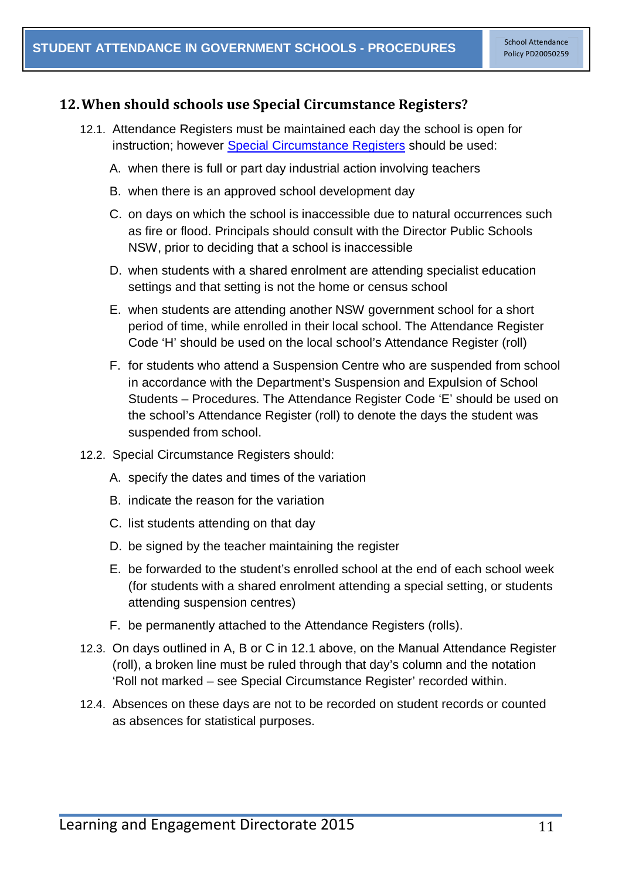## 12. When should schools use Special Circumstance Registers?

12.1. Attendance Registers must be maintained each day the school is open for instruction; however [Special Circumstance Registers](#) should be used:

A. when there is full or part day industrial action involving teachers

B. when there is an approved school development day

C. on days on which the school is inaccessible due to natural occurrences such as fire or flood. Principals should consult with the Director Public Schools NSW, prior to deciding that a school is inaccessible

D. when students with a shared enrolment are attending specialist education settings and that setting is not the home or census school

E. when students are attending another NSW government school for a short period of time, while enrolled in their local school. The Attendance Register Code 'H' should be used on the local school's Attendance Register (roll)

F. for students who attend a Suspension Centre who are suspended from school in accordance with the Department's Suspension and Expulsion of School Students – Procedures. The Attendance Register Code 'E' should be used on the school's Attendance Register (roll) to denote the days the student was suspended from school.

12.2. Special Circumstance Registers should:

A. specify the dates and times of the variation

B. indicate the reason for the variation

C. list students attending on that day

D. be signed by the teacher maintaining the register

E. be forwarded to the student's enrolled school at the end of each school week (for students with a shared enrolment attending a special setting, or students attending suspension centres)

F. be permanently attached to the Attendance Registers (rolls).

12.3. On days outlined in A, B or C in 12.1 above, on the Manual Attendance Register (roll), a broken line must be ruled through that day's column and the notation 'Roll not marked – see Special Circumstance Register' recorded within.

12.4. Absences on these days are not to be recorded on student records or counted as absences for statistical purposes.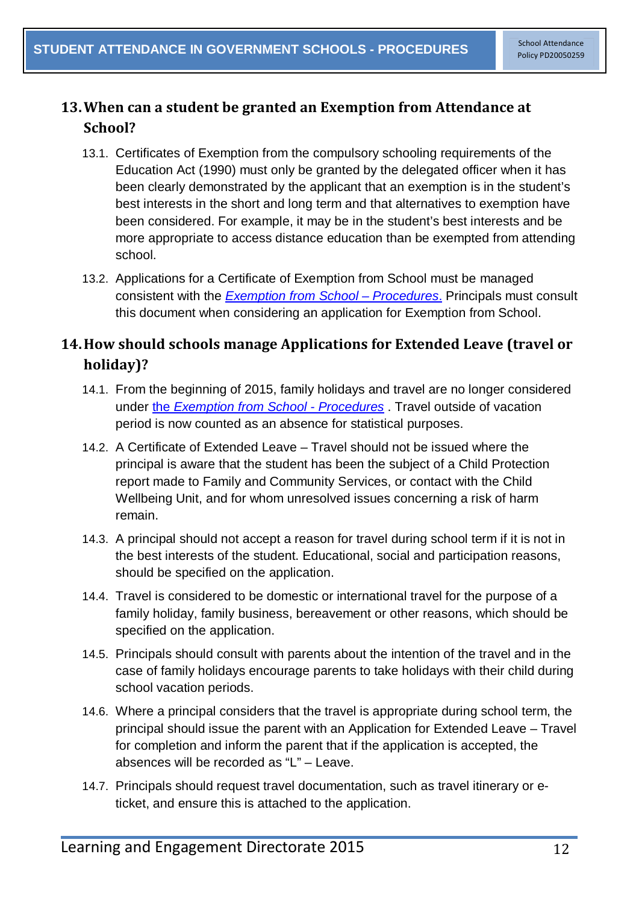## 13. When can a student be granted an Exemption from Attendance at School?

13.1. Certificates of Exemption from the compulsory schooling requirements of the Education Act (1990) must only be granted by the delegated officer when it has been clearly demonstrated by the applicant that an exemption is in the student's best interests in the short and long term and that alternatives to exemption have been considered. For example, it may be in the student's best interests and be more appropriate to access distance education than be exempted from attending school.

13.2. Applications for a Certificate of Exemption from School must be managed consistent with the *Exemption from School – Procedures*. Principals must consult this document when considering an application for Exemption from School.

## 14. How should schools manage Applications for Extended Leave (travel or holiday)?

14.1. From the beginning of 2015, family holidays and travel are no longer considered under the *Exemption from School - Procedures* . Travel outside of vacation period is now counted as an absence for statistical purposes.

14.2. A Certificate of Extended Leave – Travel should not be issued where the principal is aware that the student has been the subject of a Child Protection report made to Family and Community Services, or contact with the Child Wellbeing Unit, and for whom unresolved issues concerning a risk of harm remain.

14.3. A principal should not accept a reason for travel during school term if it is not in the best interests of the student. Educational, social and participation reasons, should be specified on the application.

14.4. Travel is considered to be domestic or international travel for the purpose of a family holiday, family business, bereavement or other reasons, which should be specified on the application.

14.5. Principals should consult with parents about the intention of the travel and in the case of family holidays encourage parents to take holidays with their child during school vacation periods.

14.6. Where a principal considers that the travel is appropriate during school term, the principal should issue the parent with an Application for Extended Leave – Travel for completion and inform the parent that if the application is accepted, the absences will be recorded as "L" – Leave.

14.7. Principals should request travel documentation, such as travel itinerary or e-ticket, and ensure this is attached to the application.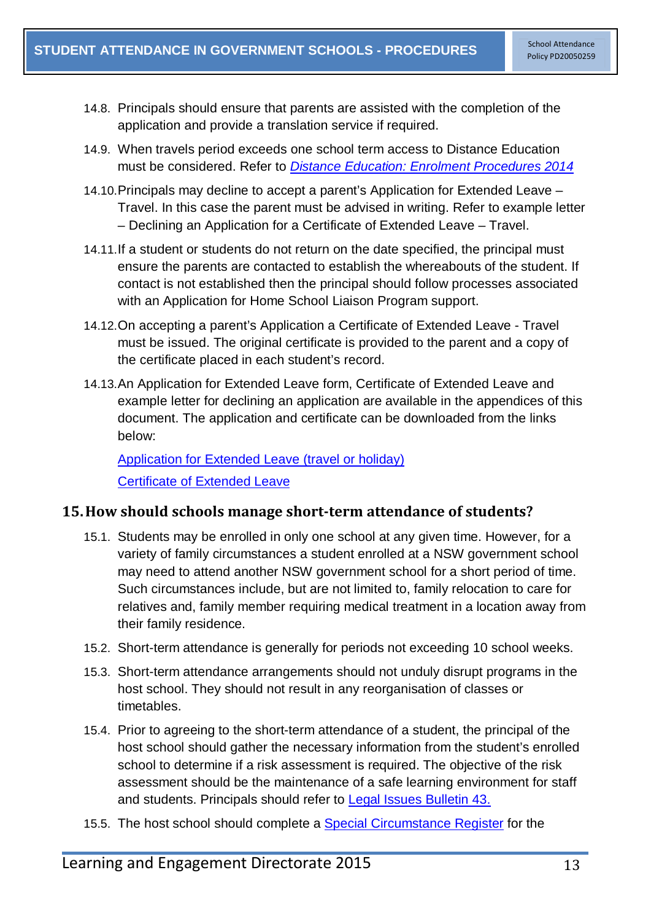14.8. Principals should ensure that parents are assisted with the completion of the application and provide a translation service if required.

14.9. When travels period exceeds one school term access to Distance Education must be considered. Refer to *Distance Education: Enrolment Procedures 2014*

14.10. Principals may decline to accept a parent's Application for Extended Leave – Travel. In this case the parent must be advised in writing. Refer to example letter – Declining an Application for a Certificate of Extended Leave – Travel.

14.11. If a student or students do not return on the date specified, the principal must ensure the parents are contacted to establish the whereabouts of the student. If contact is not established then the principal should follow processes associated with an Application for Home School Liaison Program support.

14.12. On accepting a parent's Application a Certificate of Extended Leave - Travel must be issued. The original certificate is provided to the parent and a copy of the certificate placed in each student's record.

14.13. An Application for Extended Leave form, Certificate of Extended Leave and example letter for declining an application are available in the appendices of this document. The application and certificate can be downloaded from the links below:

Application for Extended Leave (travel or holiday)

Certificate of Extended Leave

## 15. How should schools manage short-term attendance of students?

15.1. Students may be enrolled in only one school at any given time. However, for a variety of family circumstances a student enrolled at a NSW government school may need to attend another NSW government school for a short period of time. Such circumstances include, but are not limited to, family relocation to care for relatives and, family member requiring medical treatment in a location away from their family residence.

15.2. Short-term attendance is generally for periods not exceeding 10 school weeks.

15.3. Short-term attendance arrangements should not unduly disrupt programs in the host school. They should not result in any reorganisation of classes or timetables.

15.4. Prior to agreeing to the short-term attendance of a student, the principal of the host school should gather the necessary information from the student's enrolled school to determine if a risk assessment is required. The objective of the risk assessment should be the maintenance of a safe learning environment for staff and students. Principals should refer to Legal Issues Bulletin 43.

15.5. The host school should complete a Special Circumstance Register for the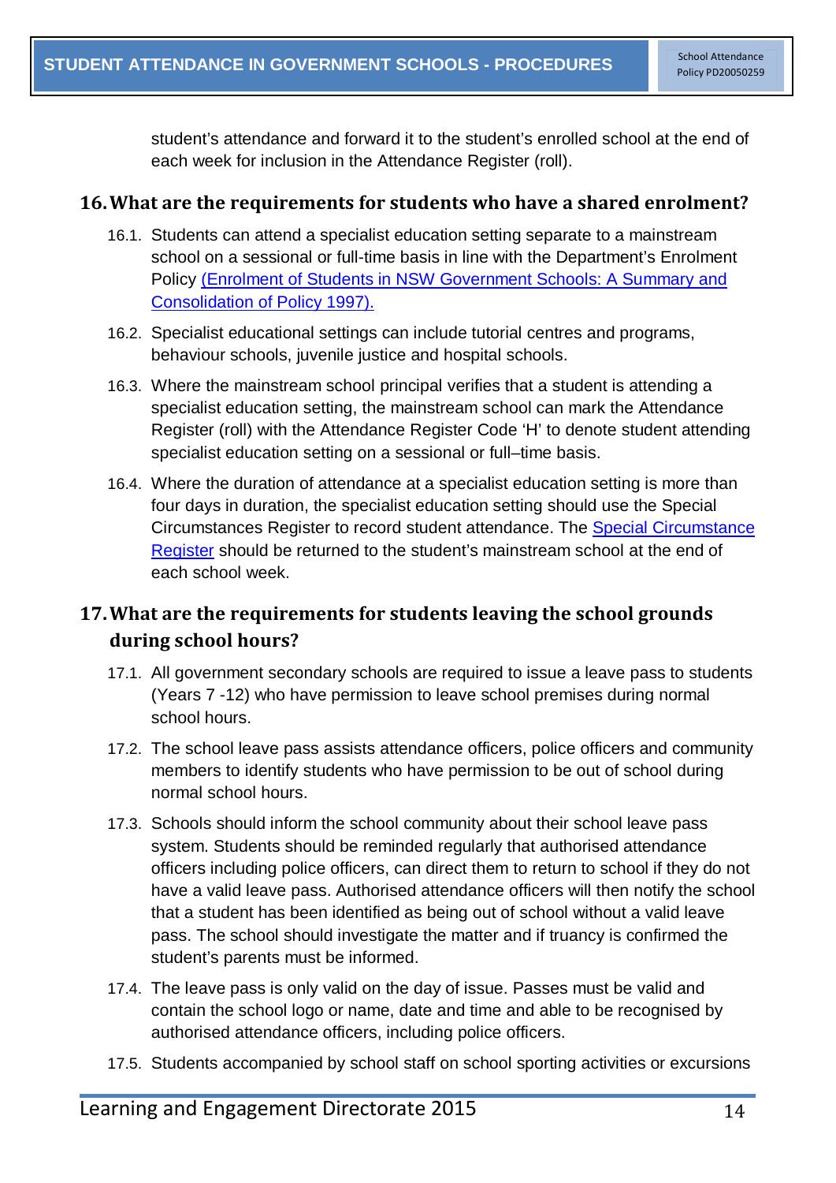student's attendance and forward it to the student's enrolled school at the end of each week for inclusion in the Attendance Register (roll).

## 16. What are the requirements for students who have a shared enrolment?

16.1. Students can attend a specialist education setting separate to a mainstream school on a sessional or full-time basis in line with the Department's Enrolment Policy (Enrolment of Students in NSW Government Schools: A Summary and Consolidation of Policy 1997).

16.2. Specialist educational settings can include tutorial centres and programs, behaviour schools, juvenile justice and hospital schools.

16.3. Where the mainstream school principal verifies that a student is attending a specialist education setting, the mainstream school can mark the Attendance Register (roll) with the Attendance Register Code 'H' to denote student attending specialist education setting on a sessional or full–time basis.

16.4. Where the duration of attendance at a specialist education setting is more than four days in duration, the specialist education setting should use the Special Circumstances Register to record student attendance. The Special Circumstance Register should be returned to the student's mainstream school at the end of each school week.

## 17. What are the requirements for students leaving the school grounds during school hours?

17.1. All government secondary schools are required to issue a leave pass to students (Years 7 -12) who have permission to leave school premises during normal school hours.

17.2. The school leave pass assists attendance officers, police officers and community members to identify students who have permission to be out of school during normal school hours.

17.3. Schools should inform the school community about their school leave pass system. Students should be reminded regularly that authorised attendance officers including police officers, can direct them to return to school if they do not have a valid leave pass. Authorised attendance officers will then notify the school that a student has been identified as being out of school without a valid leave pass. The school should investigate the matter and if truancy is confirmed the student's parents must be informed.

17.4. The leave pass is only valid on the day of issue. Passes must be valid and contain the school logo or name, date and time and able to be recognised by authorised attendance officers, including police officers.

17.5. Students accompanied by school staff on school sporting activities or excursions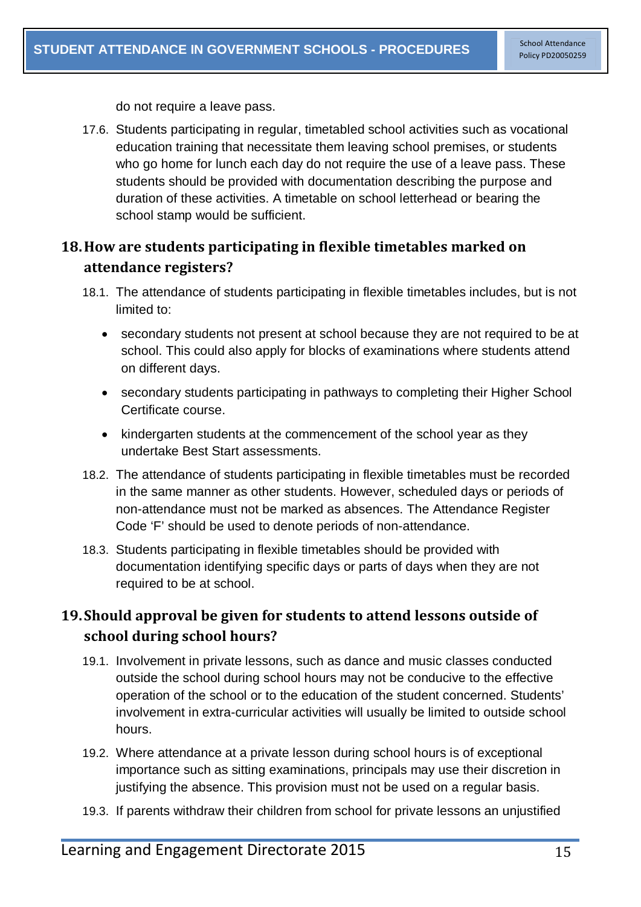do not require a leave pass.

17.6. Students participating in regular, timetabled school activities such as vocational education training that necessitate them leaving school premises, or students who go home for lunch each day do not require the use of a leave pass. These students should be provided with documentation describing the purpose and duration of these activities. A timetable on school letterhead or bearing the school stamp would be sufficient.

## 18. How are students participating in flexible timetables marked on attendance registers?

18.1. The attendance of students participating in flexible timetables includes, but is not limited to:

- secondary students not present at school because they are not required to be at school. This could also apply for blocks of examinations where students attend on different days.
- secondary students participating in pathways to completing their Higher School Certificate course.
- kindergarten students at the commencement of the school year as they undertake Best Start assessments.

18.2. The attendance of students participating in flexible timetables must be recorded in the same manner as other students. However, scheduled days or periods of non-attendance must not be marked as absences. The Attendance Register Code 'F' should be used to denote periods of non-attendance.

18.3. Students participating in flexible timetables should be provided with documentation identifying specific days or parts of days when they are not required to be at school.

## 19. Should approval be given for students to attend lessons outside of school during school hours?

19.1. Involvement in private lessons, such as dance and music classes conducted outside the school during school hours may not be conducive to the effective operation of the school or to the education of the student concerned. Students' involvement in extra-curricular activities will usually be limited to outside school hours.

19.2. Where attendance at a private lesson during school hours is of exceptional importance such as sitting examinations, principals may use their discretion in justifying the absence. This provision must not be used on a regular basis.

19.3. If parents withdraw their children from school for private lessons an unjustified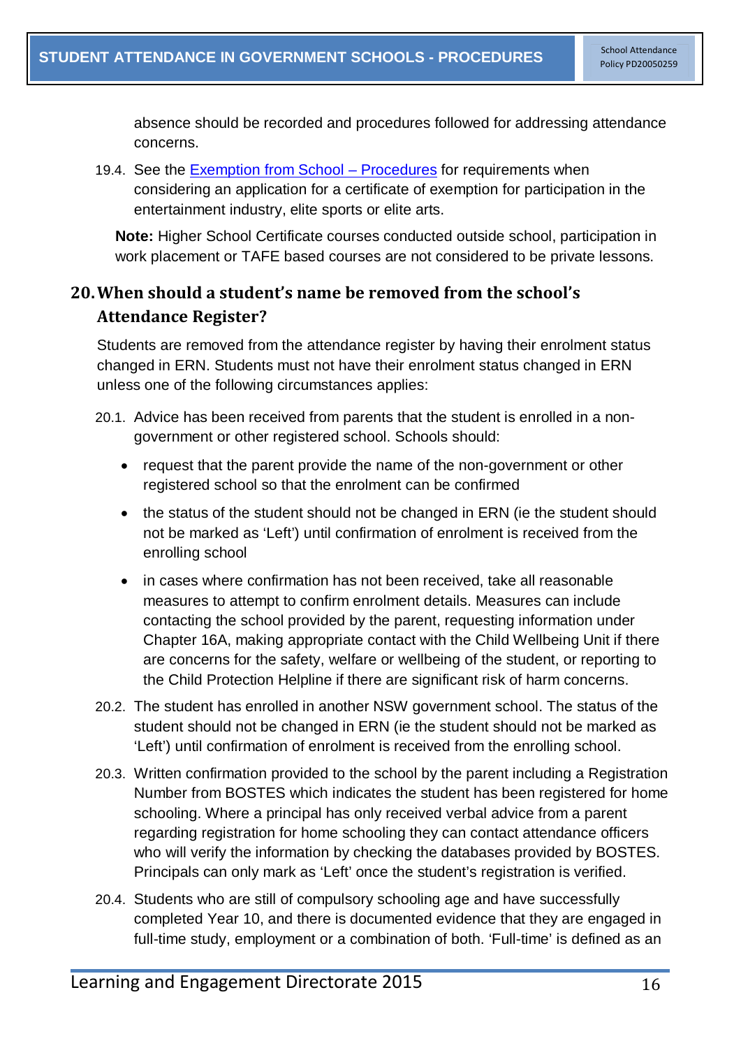absence should be recorded and procedures followed for addressing attendance concerns.

19.4. See the [Exemption from School – Procedures] for requirements when considering an application for a certificate of exemption for participation in the entertainment industry, elite sports or elite arts.

**Note:** Higher School Certificate courses conducted outside school, participation in work placement or TAFE based courses are not considered to be private lessons.

## 20. When should a student's name be removed from the school's Attendance Register?

Students are removed from the attendance register by having their enrolment status changed in ERN. Students must not have their enrolment status changed in ERN unless one of the following circumstances applies:

20.1. Advice has been received from parents that the student is enrolled in a non-government or other registered school. Schools should:

- request that the parent provide the name of the non-government or other registered school so that the enrolment can be confirmed
- the status of the student should not be changed in ERN (ie the student should not be marked as 'Left') until confirmation of enrolment is received from the enrolling school
- in cases where confirmation has not been received, take all reasonable measures to attempt to confirm enrolment details. Measures can include contacting the school provided by the parent, requesting information under Chapter 16A, making appropriate contact with the Child Wellbeing Unit if there are concerns for the safety, welfare or wellbeing of the student, or reporting to the Child Protection Helpline if there are significant risk of harm concerns.

20.2. The student has enrolled in another NSW government school. The status of the student should not be changed in ERN (ie the student should not be marked as 'Left') until confirmation of enrolment is received from the enrolling school.

20.3. Written confirmation provided to the school by the parent including a Registration Number from BOSTES which indicates the student has been registered for home schooling. Where a principal has only received verbal advice from a parent regarding registration for home schooling they can contact attendance officers who will verify the information by checking the databases provided by BOSTES. Principals can only mark as 'Left' once the student's registration is verified.

20.4. Students who are still of compulsory schooling age and have successfully completed Year 10, and there is documented evidence that they are engaged in full-time study, employment or a combination of both. 'Full-time' is defined as an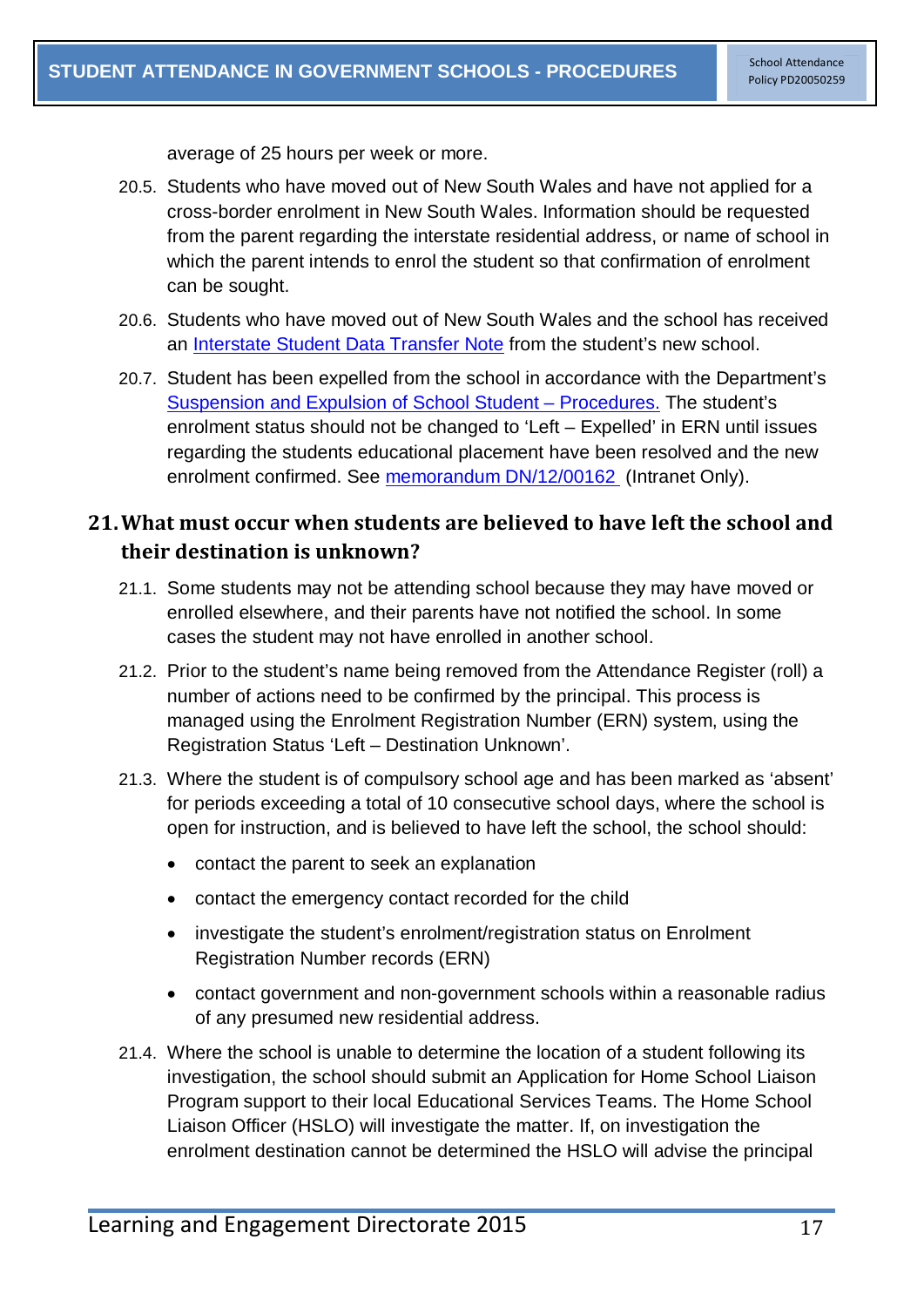average of 25 hours per week or more.

20.5. Students who have moved out of New South Wales and have not applied for a cross-border enrolment in New South Wales. Information should be requested from the parent regarding the interstate residential address, or name of school in which the parent intends to enrol the student so that confirmation of enrolment can be sought.

20.6. Students who have moved out of New South Wales and the school has received an Interstate Student Data Transfer Note from the student's new school.

20.7. Student has been expelled from the school in accordance with the Department's Suspension and Expulsion of School Student – Procedures. The student's enrolment status should not be changed to 'Left – Expelled' in ERN until issues regarding the students educational placement have been resolved and the new enrolment confirmed. See memorandum DN/12/00162 (Intranet Only).

## 21. What must occur when students are believed to have left the school and their destination is unknown?

21.1. Some students may not be attending school because they may have moved or enrolled elsewhere, and their parents have not notified the school. In some cases the student may not have enrolled in another school.

21.2. Prior to the student's name being removed from the Attendance Register (roll) a number of actions need to be confirmed by the principal. This process is managed using the Enrolment Registration Number (ERN) system, using the Registration Status 'Left – Destination Unknown'.

21.3. Where the student is of compulsory school age and has been marked as 'absent' for periods exceeding a total of 10 consecutive school days, where the school is open for instruction, and is believed to have left the school, the school should:

- contact the parent to seek an explanation
- contact the emergency contact recorded for the child
- investigate the student's enrolment/registration status on Enrolment Registration Number records (ERN)
- contact government and non-government schools within a reasonable radius of any presumed new residential address.

21.4. Where the school is unable to determine the location of a student following its investigation, the school should submit an Application for Home School Liaison Program support to their local Educational Services Teams. The Home School Liaison Officer (HSLO) will investigate the matter. If, on investigation the enrolment destination cannot be determined the HSLO will advise the principal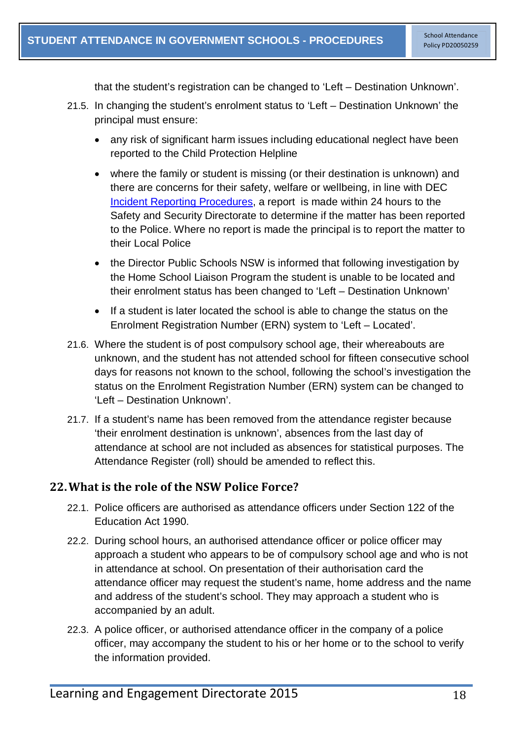that the student's registration can be changed to 'Left – Destination Unknown'.

21.5. In changing the student's enrolment status to 'Left – Destination Unknown' the principal must ensure:

- any risk of significant harm issues including educational neglect have been reported to the Child Protection Helpline
- where the family or student is missing (or their destination is unknown) and there are concerns for their safety, welfare or wellbeing, in line with DEC [Incident Reporting Procedures](), a report is made within 24 hours to the Safety and Security Directorate to determine if the matter has been reported to the Police. Where no report is made the principal is to report the matter to their Local Police
- the Director Public Schools NSW is informed that following investigation by the Home School Liaison Program the student is unable to be located and their enrolment status has been changed to 'Left – Destination Unknown'
- If a student is later located the school is able to change the status on the Enrolment Registration Number (ERN) system to 'Left – Located'.

21.6. Where the student is of post compulsory school age, their whereabouts are unknown, and the student has not attended school for fifteen consecutive school days for reasons not known to the school, following the school's investigation the status on the Enrolment Registration Number (ERN) system can be changed to 'Left – Destination Unknown'.

21.7. If a student's name has been removed from the attendance register because 'their enrolment destination is unknown', absences from the last day of attendance at school are not included as absences for statistical purposes. The Attendance Register (roll) should be amended to reflect this.

## 22. What is the role of the NSW Police Force?

22.1. Police officers are authorised as attendance officers under Section 122 of the Education Act 1990.

22.2. During school hours, an authorised attendance officer or police officer may approach a student who appears to be of compulsory school age and who is not in attendance at school. On presentation of their authorisation card the attendance officer may request the student's name, home address and the name and address of the student's school. They may approach a student who is accompanied by an adult.

22.3. A police officer, or authorised attendance officer in the company of a police officer, may accompany the student to his or her home or to the school to verify the information provided.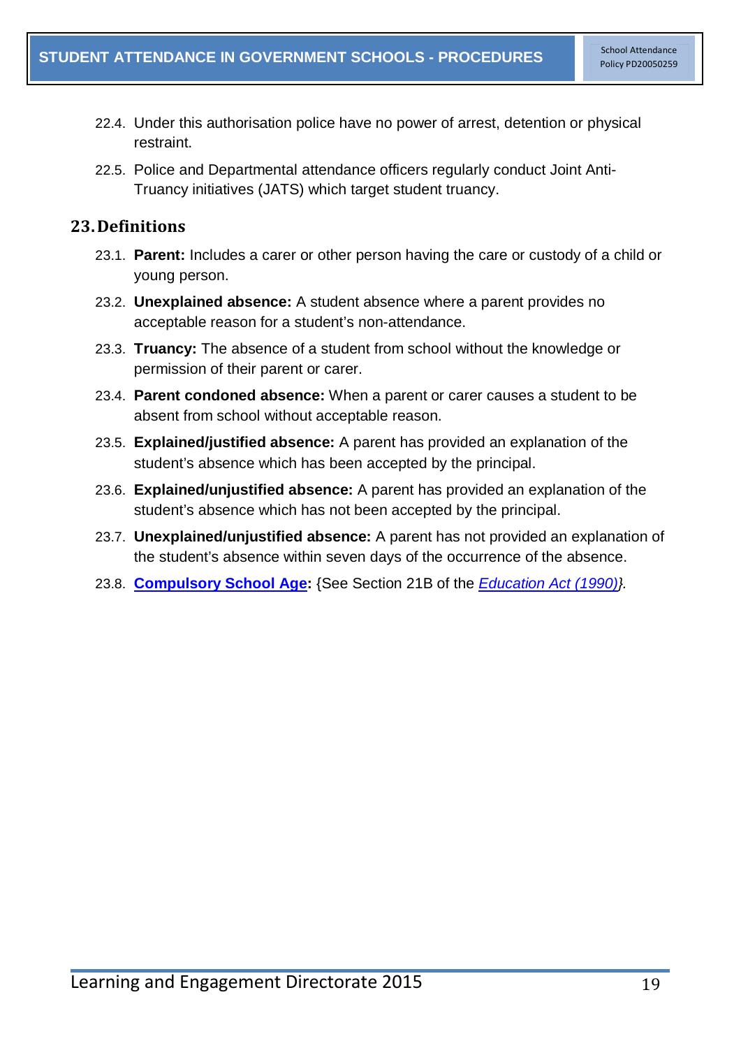22.4. Under this authorisation police have no power of arrest, detention or physical restraint.

22.5. Police and Departmental attendance officers regularly conduct Joint Anti-Truancy initiatives (JATS) which target student truancy.

## 23. Definitions

23.1. **Parent:** Includes a carer or other person having the care or custody of a child or young person.

23.2. **Unexplained absence:** A student absence where a parent provides no acceptable reason for a student's non-attendance.

23.3. **Truancy:** The absence of a student from school without the knowledge or permission of their parent or carer.

23.4. **Parent condoned absence:** When a parent or carer causes a student to be absent from school without acceptable reason.

23.5. **Explained/justified absence:** A parent has provided an explanation of the student's absence which has been accepted by the principal.

23.6. **Explained/unjustified absence:** A parent has provided an explanation of the student's absence which has not been accepted by the principal.

23.7. **Unexplained/unjustified absence:** A parent has not provided an explanation of the student's absence within seven days of the occurrence of the absence.

23.8. **Compulsory School Age:** {See Section 21B of the *Education Act (1990)*}.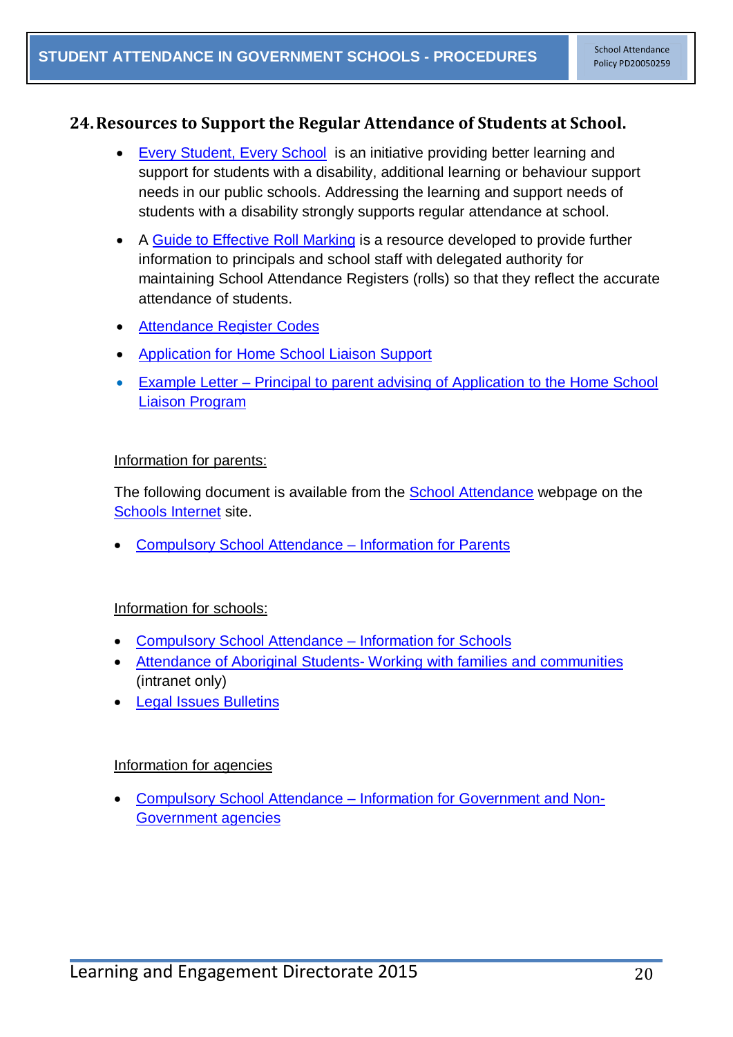## 24. Resources to Support the Regular Attendance of Students at School.

- Every Student, Every School is an initiative providing better learning and support for students with a disability, additional learning or behaviour support needs in our public schools. Addressing the learning and support needs of students with a disability strongly supports regular attendance at school.
- A Guide to Effective Roll Marking is a resource developed to provide further information to principals and school staff with delegated authority for maintaining School Attendance Registers (rolls) so that they reflect the accurate attendance of students.
- Attendance Register Codes
- Application for Home School Liaison Support
- Example Letter – Principal to parent advising of Application to the Home School Liaison Program

Information for parents:

The following document is available from the School Attendance webpage on the Schools Internet site.

- Compulsory School Attendance – Information for Parents

Information for schools:

- Compulsory School Attendance – Information for Schools
- Attendance of Aboriginal Students- Working with families and communities (intranet only)
- Legal Issues Bulletins

Information for agencies

- Compulsory School Attendance – Information for Government and Non-Government agencies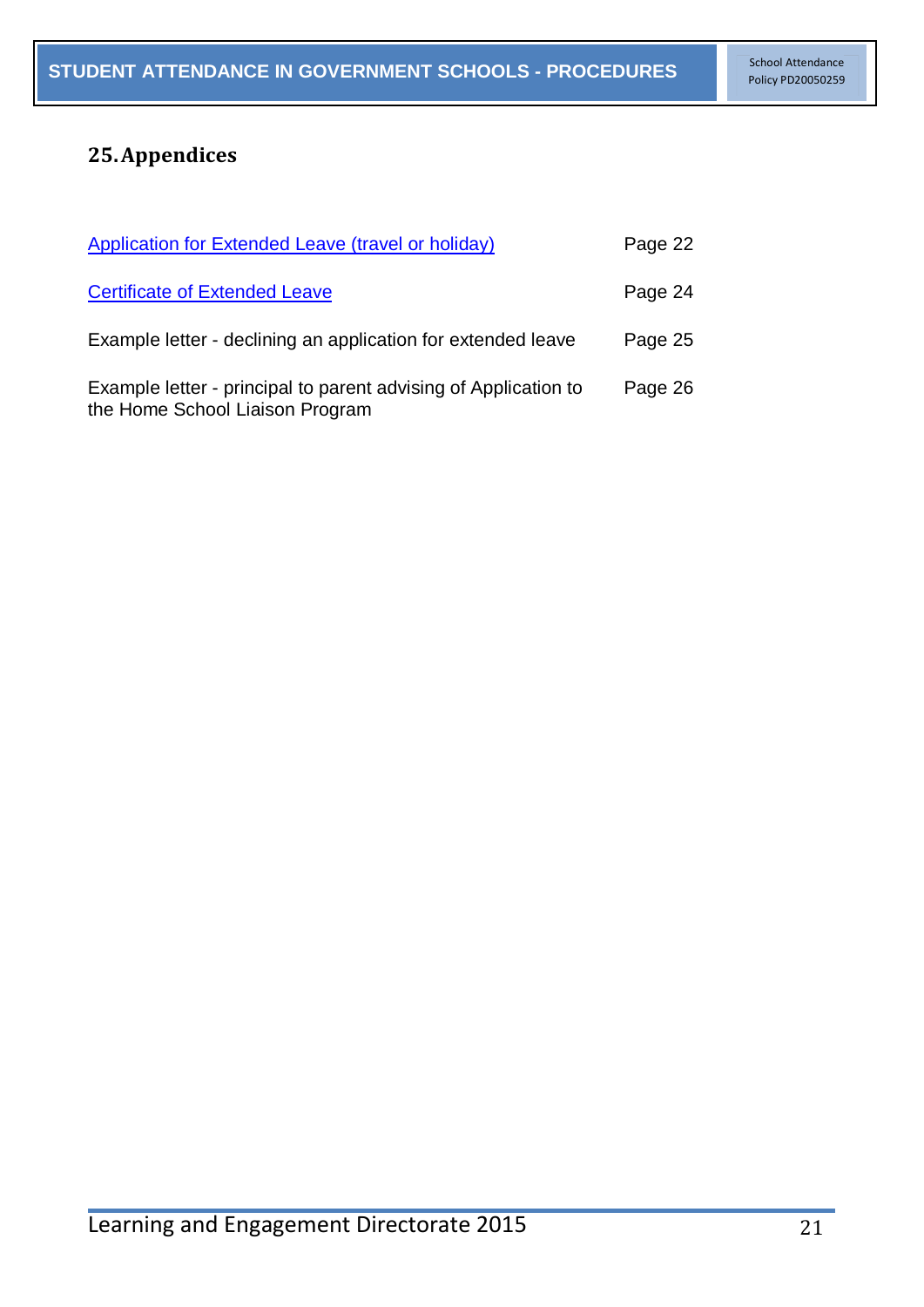## 25. Appendices

| | |
|---|---|
| Application for Extended Leave (travel or holiday) | Page 22 |
| Certificate of Extended Leave | Page 24 |
| Example letter - declining an application for extended leave | Page 25 |
| Example letter - principal to parent advising of Application to the Home School Liaison Program | Page 26 |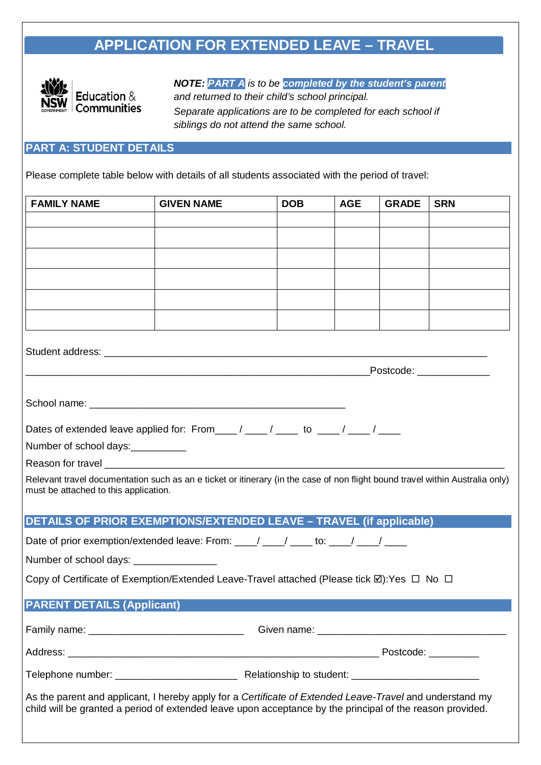# APPLICATION FOR EXTENDED LEAVE – TRAVEL

***NOTE:*** ***PART A*** *is to be* ***completed by the student's parent*** *and returned to their child's school principal.*
*Separate applications are to be completed for each school if siblings do not attend the same school.*

## PART A: STUDENT DETAILS

Please complete table below with details of all students associated with the period of travel:

| FAMILY NAME | GIVEN NAME | DOB | AGE | GRADE | SRN |
|---|---|---|---|---|---|
| | | | | | |
| | | | | | |
| | | | | | |
| | | | | | |
| | | | | | |
| | | | | | |

Student address: ___________________________________________________________________________

_________________________________________________________________Postcode: _____________

School name: ________________________________________________

Dates of extended leave applied for: From____ / ____ / ____ to ____ / ____ / ____

Number of school days:__________

Reason for travel ____________________________________________________________________________

Relevant travel documentation such as an e ticket or itinerary (in the case of non flight bound travel within Australia only) must be attached to this application.

## DETAILS OF PRIOR EXEMPTIONS/EXTENDED LEAVE – TRAVEL (if applicable)

Date of prior exemption/extended leave: From: ____/ ____/ ____ to: ____/ ____/ ____

Number of school days: _______________

Copy of Certificate of Exemption/Extended Leave-Travel attached (Please tick ☑):Yes ☐ No ☐

## PARENT DETAILS (Applicant)

Family name: ____________________________ Given name: __________________________________

Address: __________________________________________________________ Postcode: _________

Telephone number: ______________________ Relationship to student: _______________________

As the parent and applicant, I hereby apply for a *Certificate of Extended Leave-Travel* and understand my child will be granted a period of extended leave upon acceptance by the principal of the reason provided.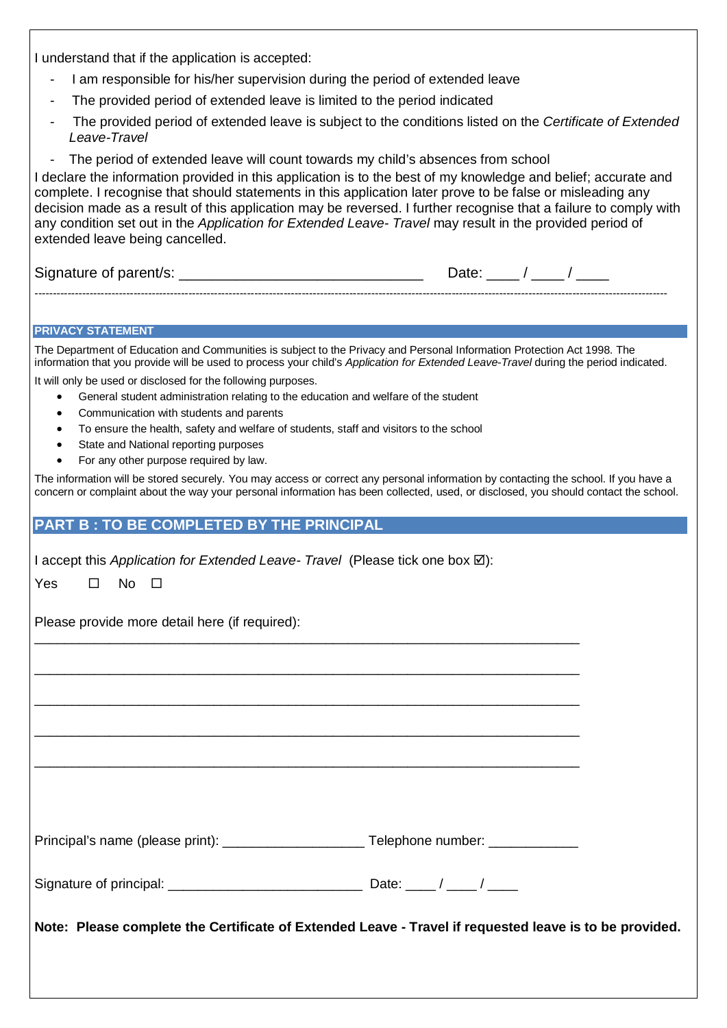I understand that if the application is accepted:

- I am responsible for his/her supervision during the period of extended leave
- The provided period of extended leave is limited to the period indicated
- The provided period of extended leave is subject to the conditions listed on the *Certificate of Extended Leave-Travel*
- The period of extended leave will count towards my child's absences from school

I declare the information provided in this application is to the best of my knowledge and belief; accurate and complete. I recognise that should statements in this application later prove to be false or misleading any decision made as a result of this application may be reversed. I further recognise that a failure to comply with any condition set out in the *Application for Extended Leave- Travel* may result in the provided period of extended leave being cancelled.

Signature of parent/s: ______________________________ Date: ____ / ____ / ____

---

## PRIVACY STATEMENT

The Department of Education and Communities is subject to the Privacy and Personal Information Protection Act 1998. The information that you provide will be used to process your child's *Application for Extended Leave-Travel* during the period indicated.

It will only be used or disclosed for the following purposes.

- General student administration relating to the education and welfare of the student
- Communication with students and parents
- To ensure the health, safety and welfare of students, staff and visitors to the school
- State and National reporting purposes
- For any other purpose required by law.

The information will be stored securely. You may access or correct any personal information by contacting the school. If you have a concern or complaint about the way your personal information has been collected, used, or disclosed, you should contact the school.

## PART B : TO BE COMPLETED BY THE PRINCIPAL

I accept this *Application for Extended Leave- Travel* (Please tick one box ☑):

Yes ☐ No ☐

Please provide more detail here (if required):

_________________________________________________________________________

_________________________________________________________________________

_________________________________________________________________________

_________________________________________________________________________

_________________________________________________________________________

Principal's name (please print): ___________________ Telephone number: ___________

Signature of principal: __________________________ Date: ____ / ____ / ____

**Note: Please complete the Certificate of Extended Leave - Travel if requested leave is to be provided.**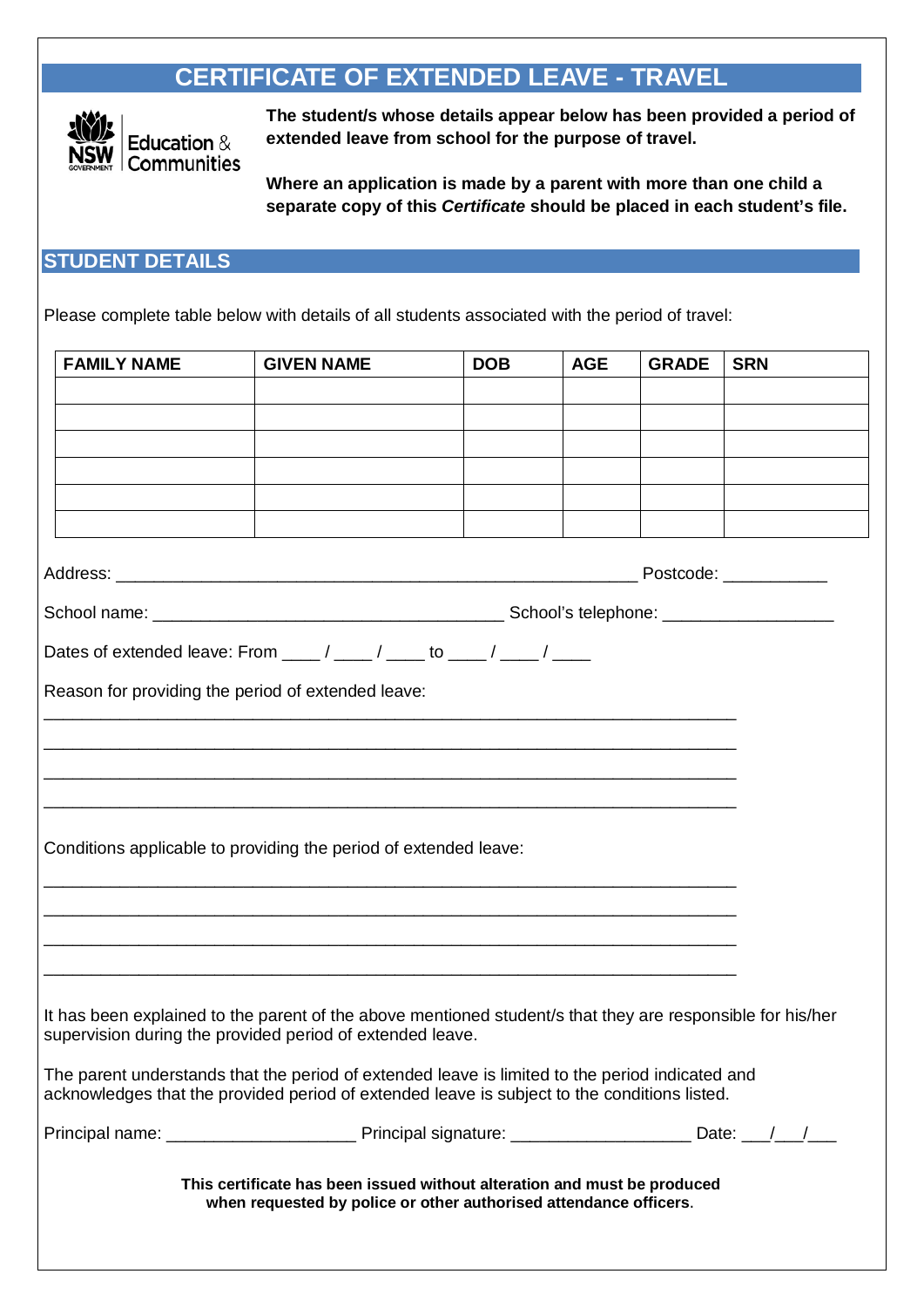# CERTIFICATE OF EXTENDED LEAVE - TRAVEL

NSW Government Education & Communities

**The student/s whose details appear below has been provided a period of extended leave from school for the purpose of travel.**

**Where an application is made by a parent with more than one child a separate copy of this *Certificate* should be placed in each student's file.**

## STUDENT DETAILS

Please complete table below with details of all students associated with the period of travel:

| FAMILY NAME | GIVEN NAME | DOB | AGE | GRADE | SRN |
|---|---|---|---|---|---|
| | | | | | |
| | | | | | |
| | | | | | |
| | | | | | |
| | | | | | |
| | | | | | |

Address: ______________________________________________________ Postcode: __________

School name: _____________________________________ School's telephone: _________________

Dates of extended leave: From ____ / ____ / ____ to ____ / ____ / ____

Reason for providing the period of extended leave:

________________________________________________________________________

________________________________________________________________________

________________________________________________________________________

________________________________________________________________________

Conditions applicable to providing the period of extended leave:

________________________________________________________________________

________________________________________________________________________

________________________________________________________________________

________________________________________________________________________

It has been explained to the parent of the above mentioned student/s that they are responsible for his/her supervision during the provided period of extended leave.

The parent understands that the period of extended leave is limited to the period indicated and acknowledges that the provided period of extended leave is subject to the conditions listed.

Principal name: ___________________ Principal signature: __________________ Date: ___/___/___

**This certificate has been issued without alteration and must be produced when requested by police or other authorised attendance officers**.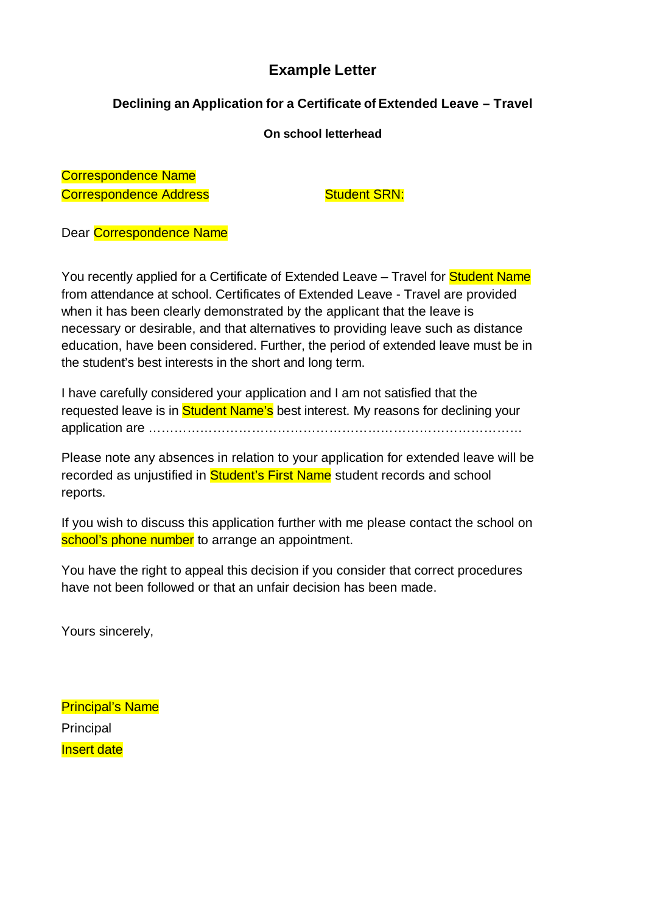# Example Letter

### Declining an Application for a Certificate of Extended Leave – Travel

**On school letterhead**

Correspondence Name
Correspondence Address

Student SRN:

Dear Correspondence Name

You recently applied for a Certificate of Extended Leave – Travel for Student Name from attendance at school. Certificates of Extended Leave - Travel are provided when it has been clearly demonstrated by the applicant that the leave is necessary or desirable, and that alternatives to providing leave such as distance education, have been considered. Further, the period of extended leave must be in the student's best interests in the short and long term.

I have carefully considered your application and I am not satisfied that the requested leave is in Student Name's best interest. My reasons for declining your application are ………………………………………………………………………………

Please note any absences in relation to your application for extended leave will be recorded as unjustified in Student's First Name student records and school reports.

If you wish to discuss this application further with me please contact the school on school's phone number to arrange an appointment.

You have the right to appeal this decision if you consider that correct procedures have not been followed or that an unfair decision has been made.

Yours sincerely,

Principal's Name
Principal
Insert date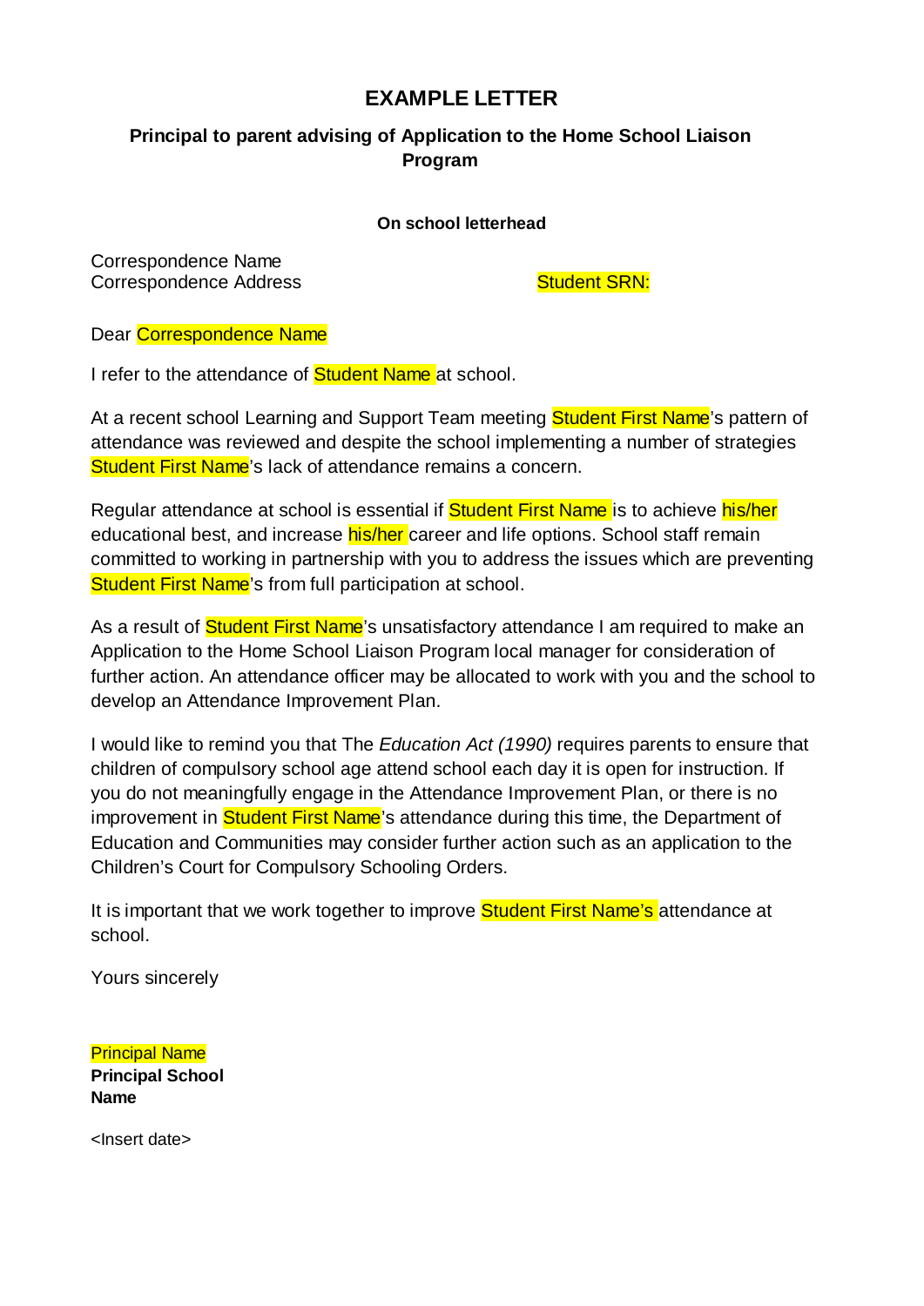# EXAMPLE LETTER

## Principal to parent advising of Application to the Home School Liaison Program

**On school letterhead**

Correspondence Name
Correspondence Address

Student SRN:

Dear Correspondence Name

I refer to the attendance of Student Name at school.

At a recent school Learning and Support Team meeting Student First Name's pattern of attendance was reviewed and despite the school implementing a number of strategies Student First Name's lack of attendance remains a concern.

Regular attendance at school is essential if Student First Name is to achieve his/her educational best, and increase his/her career and life options. School staff remain committed to working in partnership with you to address the issues which are preventing Student First Name's from full participation at school.

As a result of Student First Name's unsatisfactory attendance I am required to make an Application to the Home School Liaison Program local manager for consideration of further action. An attendance officer may be allocated to work with you and the school to develop an Attendance Improvement Plan.

I would like to remind you that The *Education Act (1990)* requires parents to ensure that children of compulsory school age attend school each day it is open for instruction. If you do not meaningfully engage in the Attendance Improvement Plan, or there is no improvement in Student First Name's attendance during this time, the Department of Education and Communities may consider further action such as an application to the Children's Court for Compulsory Schooling Orders.

It is important that we work together to improve Student First Name's attendance at school.

Yours sincerely

Principal Name
**Principal School Name**

<Insert date>